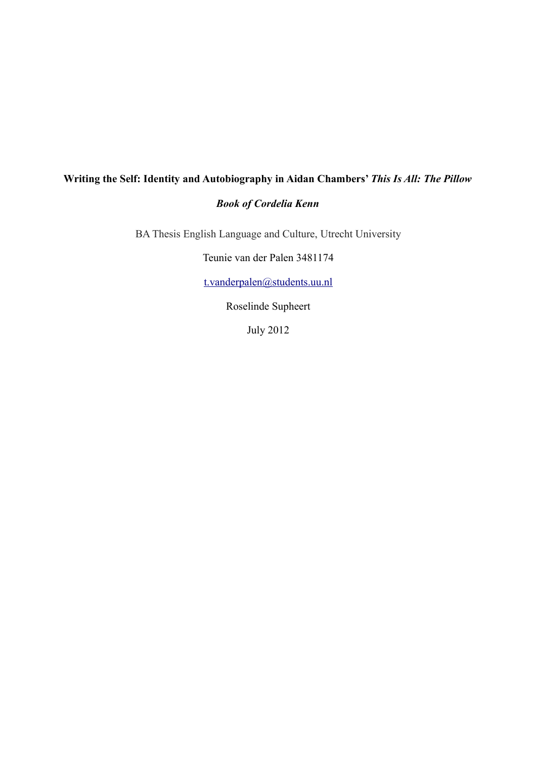**Writing the Self: Identity and Autobiography in Aidan Chambers' *This Is All: The Pillow Book of Cordelia Kenn***

BA Thesis English Language and Culture, Utrecht University

Teunie van der Palen 3481174

t.vanderpalen@students.uu.nl

Roselinde Supheert

July 2012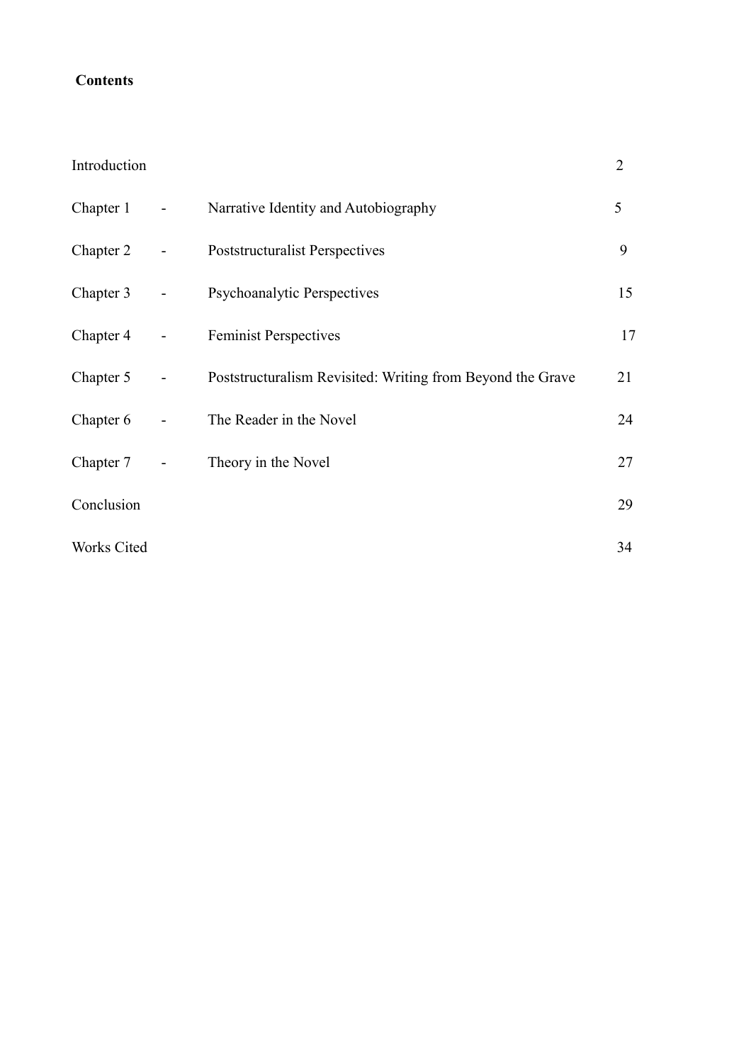**Contents**

| | | | |
|---|---|---|---|
| Introduction | | | 2 |
| Chapter 1 | - | Narrative Identity and Autobiography | 5 |
| Chapter 2 | - | Poststructuralist Perspectives | 9 |
| Chapter 3 | - | Psychoanalytic Perspectives | 15 |
| Chapter 4 | - | Feminist Perspectives | 17 |
| Chapter 5 | - | Poststructuralism Revisited: Writing from Beyond the Grave | 21 |
| Chapter 6 | - | The Reader in the Novel | 24 |
| Chapter 7 | - | Theory in the Novel | 27 |
| Conclusion | | | 29 |
| Works Cited | | | 34 |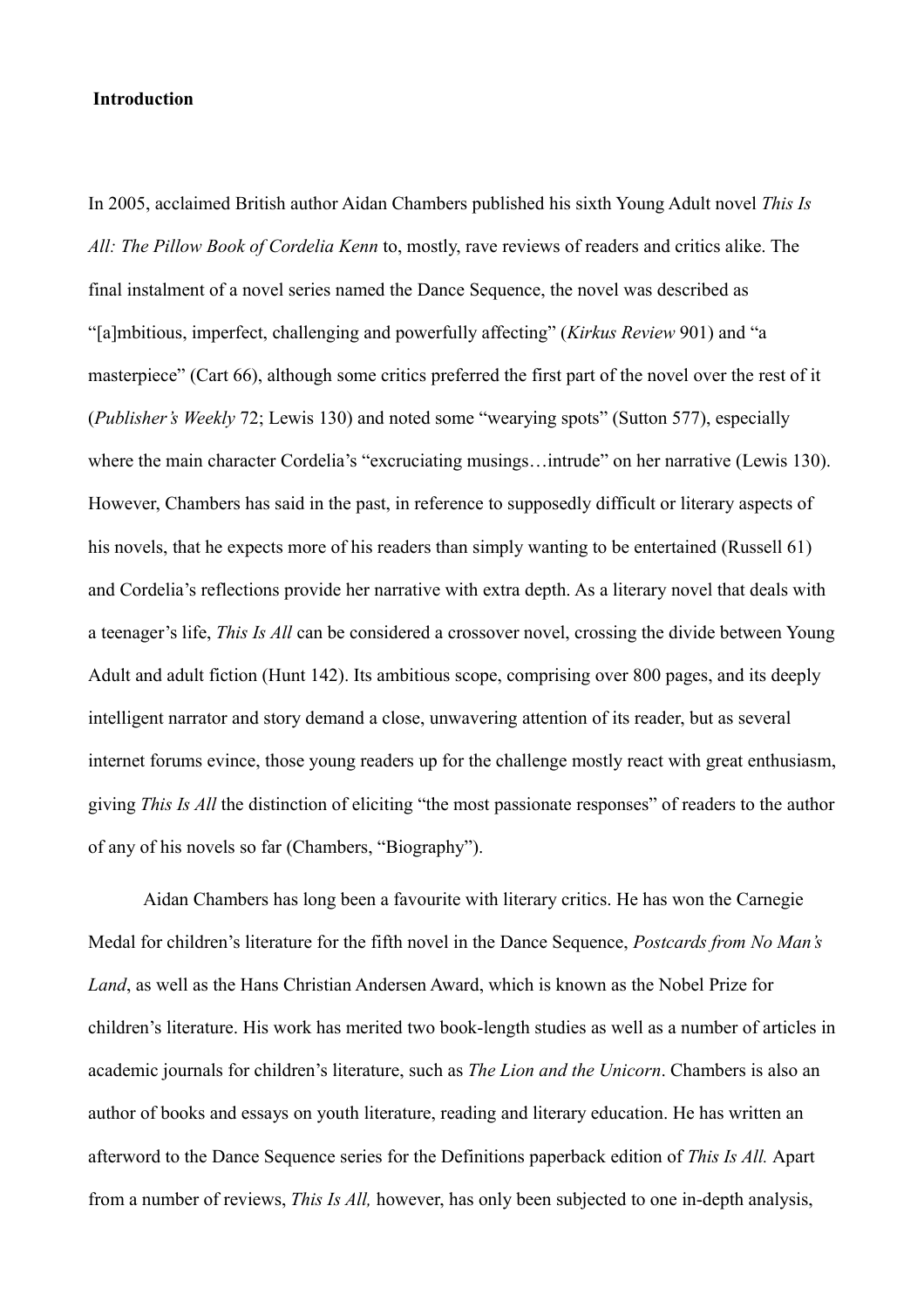## Introduction

In 2005, acclaimed British author Aidan Chambers published his sixth Young Adult novel *This Is All: The Pillow Book of Cordelia Kenn* to, mostly, rave reviews of readers and critics alike. The final instalment of a novel series named the Dance Sequence, the novel was described as "[a]mbitious, imperfect, challenging and powerfully affecting" (*Kirkus Review* 901) and "a masterpiece" (Cart 66), although some critics preferred the first part of the novel over the rest of it (*Publisher's Weekly* 72; Lewis 130) and noted some "wearying spots" (Sutton 577), especially where the main character Cordelia's "excruciating musings…intrude" on her narrative (Lewis 130). However, Chambers has said in the past, in reference to supposedly difficult or literary aspects of his novels, that he expects more of his readers than simply wanting to be entertained (Russell 61) and Cordelia's reflections provide her narrative with extra depth. As a literary novel that deals with a teenager's life, *This Is All* can be considered a crossover novel, crossing the divide between Young Adult and adult fiction (Hunt 142). Its ambitious scope, comprising over 800 pages, and its deeply intelligent narrator and story demand a close, unwavering attention of its reader, but as several internet forums evince, those young readers up for the challenge mostly react with great enthusiasm, giving *This Is All* the distinction of eliciting "the most passionate responses" of readers to the author of any of his novels so far (Chambers, "Biography").

Aidan Chambers has long been a favourite with literary critics. He has won the Carnegie Medal for children's literature for the fifth novel in the Dance Sequence, *Postcards from No Man's Land*, as well as the Hans Christian Andersen Award, which is known as the Nobel Prize for children's literature. His work has merited two book-length studies as well as a number of articles in academic journals for children's literature, such as *The Lion and the Unicorn*. Chambers is also an author of books and essays on youth literature, reading and literary education. He has written an afterword to the Dance Sequence series for the Definitions paperback edition of *This Is All.* Apart from a number of reviews, *This Is All,* however, has only been subjected to one in-depth analysis,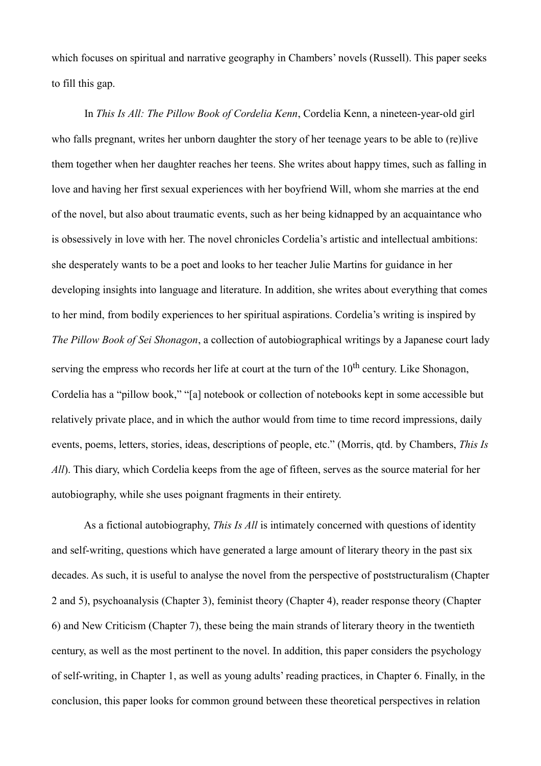which focuses on spiritual and narrative geography in Chambers' novels (Russell). This paper seeks to fill this gap.

In *This Is All: The Pillow Book of Cordelia Kenn*, Cordelia Kenn, a nineteen-year-old girl who falls pregnant, writes her unborn daughter the story of her teenage years to be able to (re)live them together when her daughter reaches her teens. She writes about happy times, such as falling in love and having her first sexual experiences with her boyfriend Will, whom she marries at the end of the novel, but also about traumatic events, such as her being kidnapped by an acquaintance who is obsessively in love with her. The novel chronicles Cordelia's artistic and intellectual ambitions: she desperately wants to be a poet and looks to her teacher Julie Martins for guidance in her developing insights into language and literature. In addition, she writes about everything that comes to her mind, from bodily experiences to her spiritual aspirations. Cordelia's writing is inspired by *The Pillow Book of Sei Shonagon*, a collection of autobiographical writings by a Japanese court lady serving the empress who records her life at court at the turn of the 10th century. Like Shonagon, Cordelia has a "pillow book," "[a] notebook or collection of notebooks kept in some accessible but relatively private place, and in which the author would from time to time record impressions, daily events, poems, letters, stories, ideas, descriptions of people, etc." (Morris, qtd. by Chambers, *This Is All*). This diary, which Cordelia keeps from the age of fifteen, serves as the source material for her autobiography, while she uses poignant fragments in their entirety.

As a fictional autobiography, *This Is All* is intimately concerned with questions of identity and self-writing, questions which have generated a large amount of literary theory in the past six decades. As such, it is useful to analyse the novel from the perspective of poststructuralism (Chapter 2 and 5), psychoanalysis (Chapter 3), feminist theory (Chapter 4), reader response theory (Chapter 6) and New Criticism (Chapter 7), these being the main strands of literary theory in the twentieth century, as well as the most pertinent to the novel. In addition, this paper considers the psychology of self-writing, in Chapter 1, as well as young adults' reading practices, in Chapter 6. Finally, in the conclusion, this paper looks for common ground between these theoretical perspectives in relation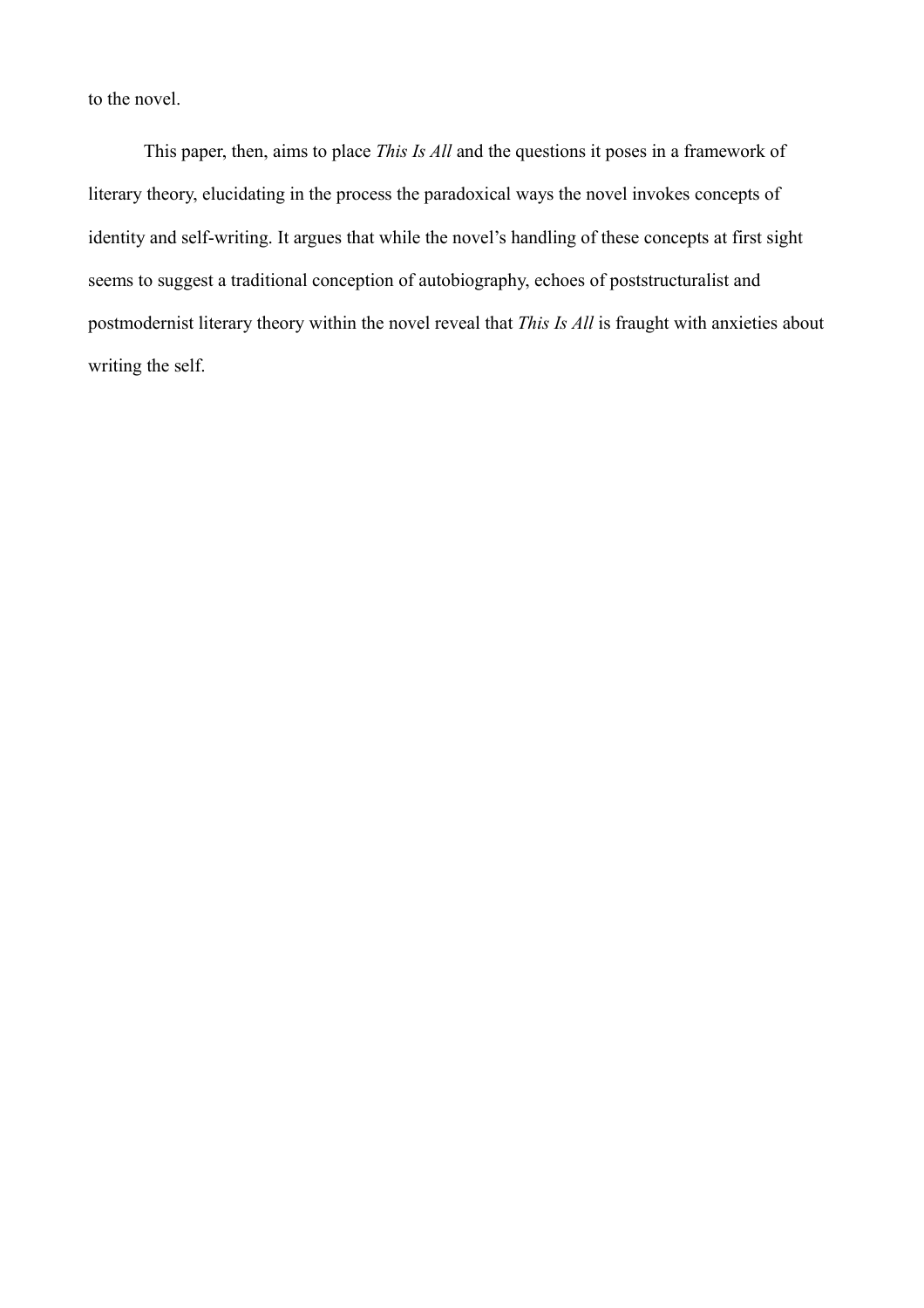to the novel.

This paper, then, aims to place *This Is All* and the questions it poses in a framework of literary theory, elucidating in the process the paradoxical ways the novel invokes concepts of identity and self-writing. It argues that while the novel's handling of these concepts at first sight seems to suggest a traditional conception of autobiography, echoes of poststructuralist and postmodernist literary theory within the novel reveal that *This Is All* is fraught with anxieties about writing the self.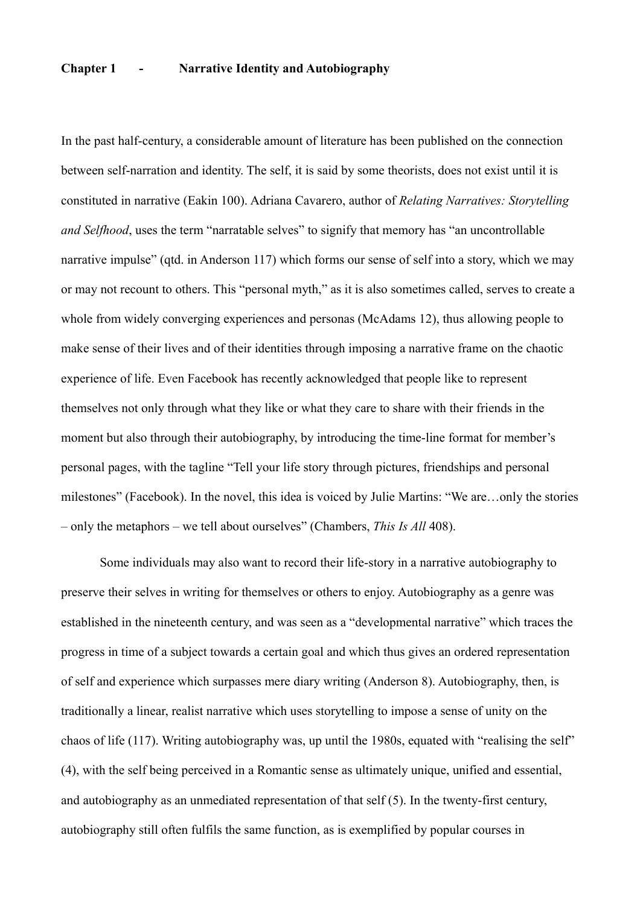## Chapter 1 - Narrative Identity and Autobiography

In the past half-century, a considerable amount of literature has been published on the connection between self-narration and identity. The self, it is said by some theorists, does not exist until it is constituted in narrative (Eakin 100). Adriana Cavarero, author of *Relating Narratives: Storytelling and Selfhood*, uses the term "narratable selves" to signify that memory has "an uncontrollable narrative impulse" (qtd. in Anderson 117) which forms our sense of self into a story, which we may or may not recount to others. This "personal myth," as it is also sometimes called, serves to create a whole from widely converging experiences and personas (McAdams 12), thus allowing people to make sense of their lives and of their identities through imposing a narrative frame on the chaotic experience of life. Even Facebook has recently acknowledged that people like to represent themselves not only through what they like or what they care to share with their friends in the moment but also through their autobiography, by introducing the time-line format for member's personal pages, with the tagline "Tell your life story through pictures, friendships and personal milestones" (Facebook). In the novel, this idea is voiced by Julie Martins: "We are…only the stories – only the metaphors – we tell about ourselves" (Chambers, *This Is All* 408).

Some individuals may also want to record their life-story in a narrative autobiography to preserve their selves in writing for themselves or others to enjoy. Autobiography as a genre was established in the nineteenth century, and was seen as a "developmental narrative" which traces the progress in time of a subject towards a certain goal and which thus gives an ordered representation of self and experience which surpasses mere diary writing (Anderson 8). Autobiography, then, is traditionally a linear, realist narrative which uses storytelling to impose a sense of unity on the chaos of life (117). Writing autobiography was, up until the 1980s, equated with "realising the self" (4), with the self being perceived in a Romantic sense as ultimately unique, unified and essential, and autobiography as an unmediated representation of that self (5). In the twenty-first century, autobiography still often fulfils the same function, as is exemplified by popular courses in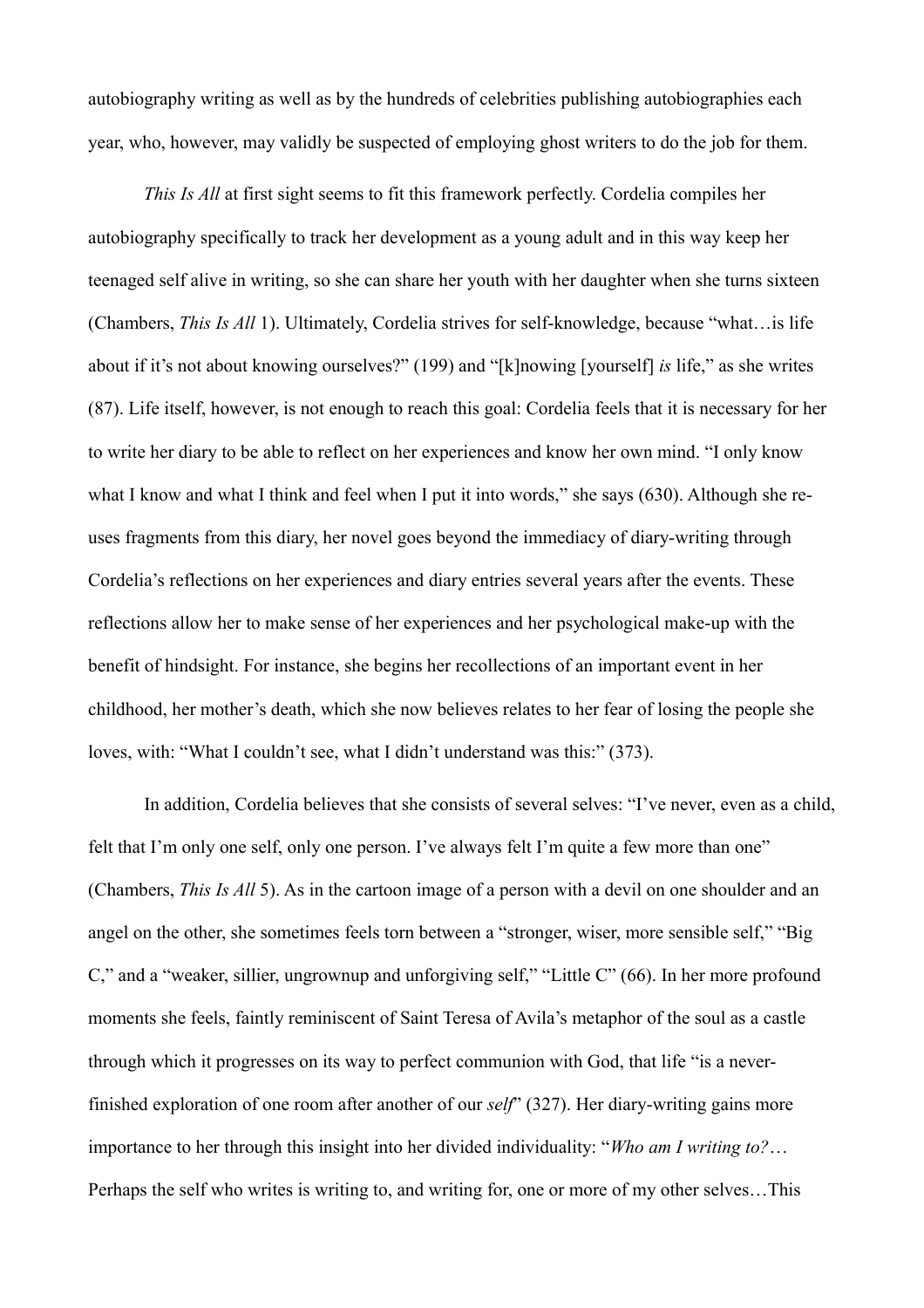autobiography writing as well as by the hundreds of celebrities publishing autobiographies each year, who, however, may validly be suspected of employing ghost writers to do the job for them.

*This Is All* at first sight seems to fit this framework perfectly. Cordelia compiles her autobiography specifically to track her development as a young adult and in this way keep her teenaged self alive in writing, so she can share her youth with her daughter when she turns sixteen (Chambers, *This Is All* 1). Ultimately, Cordelia strives for self-knowledge, because "what…is life about if it's not about knowing ourselves?" (199) and "[k]nowing [yourself] *is* life," as she writes (87). Life itself, however, is not enough to reach this goal: Cordelia feels that it is necessary for her to write her diary to be able to reflect on her experiences and know her own mind. "I only know what I know and what I think and feel when I put it into words," she says (630). Although she re-uses fragments from this diary, her novel goes beyond the immediacy of diary-writing through Cordelia's reflections on her experiences and diary entries several years after the events. These reflections allow her to make sense of her experiences and her psychological make-up with the benefit of hindsight. For instance, she begins her recollections of an important event in her childhood, her mother's death, which she now believes relates to her fear of losing the people she loves, with: "What I couldn't see, what I didn't understand was this:" (373).

In addition, Cordelia believes that she consists of several selves: "I've never, even as a child, felt that I'm only one self, only one person. I've always felt I'm quite a few more than one" (Chambers, *This Is All* 5). As in the cartoon image of a person with a devil on one shoulder and an angel on the other, she sometimes feels torn between a "stronger, wiser, more sensible self," "Big C," and a "weaker, sillier, ungrownup and unforgiving self," "Little C" (66). In her more profound moments she feels, faintly reminiscent of Saint Teresa of Avila's metaphor of the soul as a castle through which it progresses on its way to perfect communion with God, that life "is a never-finished exploration of one room after another of our *self*" (327). Her diary-writing gains more importance to her through this insight into her divided individuality: "*Who am I writing to?*… Perhaps the self who writes is writing to, and writing for, one or more of my other selves…This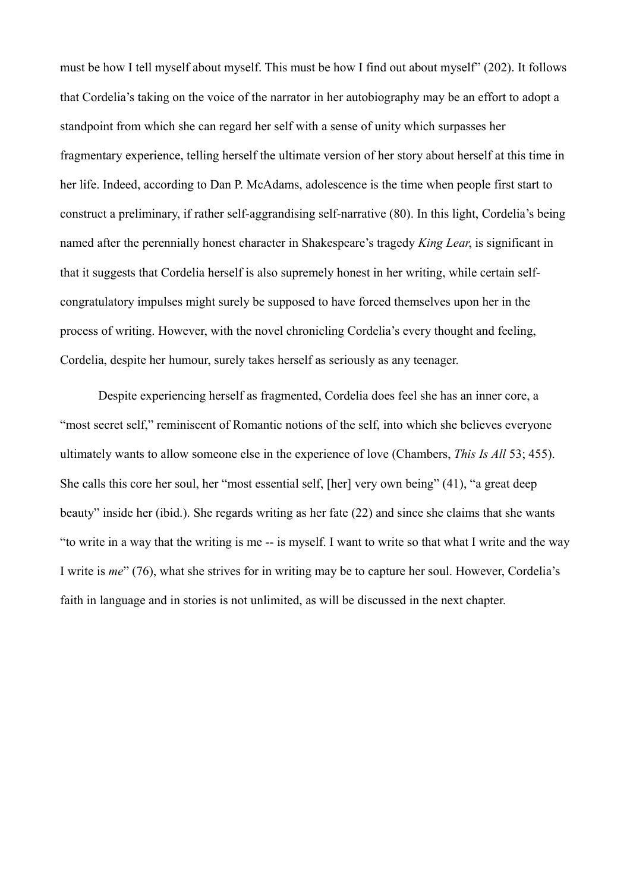must be how I tell myself about myself. This must be how I find out about myself" (202). It follows that Cordelia's taking on the voice of the narrator in her autobiography may be an effort to adopt a standpoint from which she can regard her self with a sense of unity which surpasses her fragmentary experience, telling herself the ultimate version of her story about herself at this time in her life. Indeed, according to Dan P. McAdams, adolescence is the time when people first start to construct a preliminary, if rather self-aggrandising self-narrative (80). In this light, Cordelia's being named after the perennially honest character in Shakespeare's tragedy *King Lear*, is significant in that it suggests that Cordelia herself is also supremely honest in her writing, while certain self-congratulatory impulses might surely be supposed to have forced themselves upon her in the process of writing. However, with the novel chronicling Cordelia's every thought and feeling, Cordelia, despite her humour, surely takes herself as seriously as any teenager.

Despite experiencing herself as fragmented, Cordelia does feel she has an inner core, a "most secret self," reminiscent of Romantic notions of the self, into which she believes everyone ultimately wants to allow someone else in the experience of love (Chambers, *This Is All* 53; 455). She calls this core her soul, her "most essential self, [her] very own being" (41), "a great deep beauty" inside her (ibid.). She regards writing as her fate (22) and since she claims that she wants "to write in a way that the writing is me -- is myself. I want to write so that what I write and the way I write is *me*" (76), what she strives for in writing may be to capture her soul. However, Cordelia's faith in language and in stories is not unlimited, as will be discussed in the next chapter.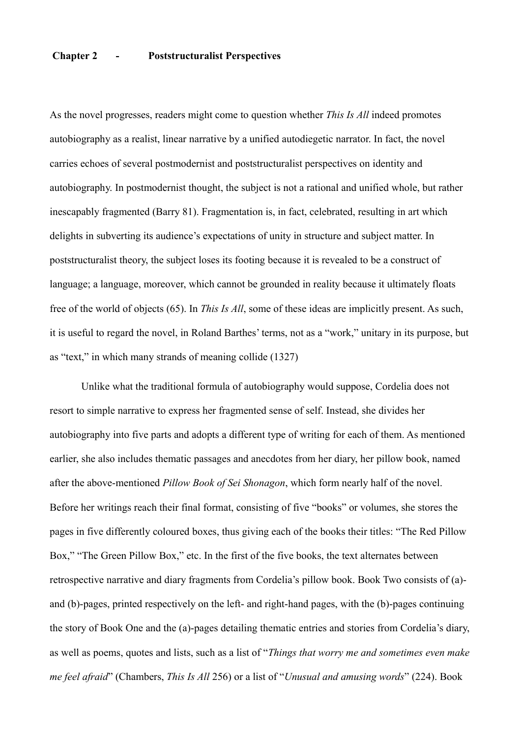## Chapter 2 - Poststructuralist Perspectives

As the novel progresses, readers might come to question whether *This Is All* indeed promotes autobiography as a realist, linear narrative by a unified autodiegetic narrator. In fact, the novel carries echoes of several postmodernist and poststructuralist perspectives on identity and autobiography. In postmodernist thought, the subject is not a rational and unified whole, but rather inescapably fragmented (Barry 81). Fragmentation is, in fact, celebrated, resulting in art which delights in subverting its audience's expectations of unity in structure and subject matter. In poststructuralist theory, the subject loses its footing because it is revealed to be a construct of language; a language, moreover, which cannot be grounded in reality because it ultimately floats free of the world of objects (65). In *This Is All*, some of these ideas are implicitly present. As such, it is useful to regard the novel, in Roland Barthes' terms, not as a "work," unitary in its purpose, but as "text," in which many strands of meaning collide (1327)

Unlike what the traditional formula of autobiography would suppose, Cordelia does not resort to simple narrative to express her fragmented sense of self. Instead, she divides her autobiography into five parts and adopts a different type of writing for each of them. As mentioned earlier, she also includes thematic passages and anecdotes from her diary, her pillow book, named after the above-mentioned *Pillow Book of Sei Shonagon*, which form nearly half of the novel. Before her writings reach their final format, consisting of five "books" or volumes, she stores the pages in five differently coloured boxes, thus giving each of the books their titles: "The Red Pillow Box," "The Green Pillow Box," etc. In the first of the five books, the text alternates between retrospective narrative and diary fragments from Cordelia's pillow book. Book Two consists of (a)- and (b)-pages, printed respectively on the left- and right-hand pages, with the (b)-pages continuing the story of Book One and the (a)-pages detailing thematic entries and stories from Cordelia's diary, as well as poems, quotes and lists, such as a list of "*Things that worry me and sometimes even make me feel afraid*" (Chambers, *This Is All* 256) or a list of "*Unusual and amusing words*" (224). Book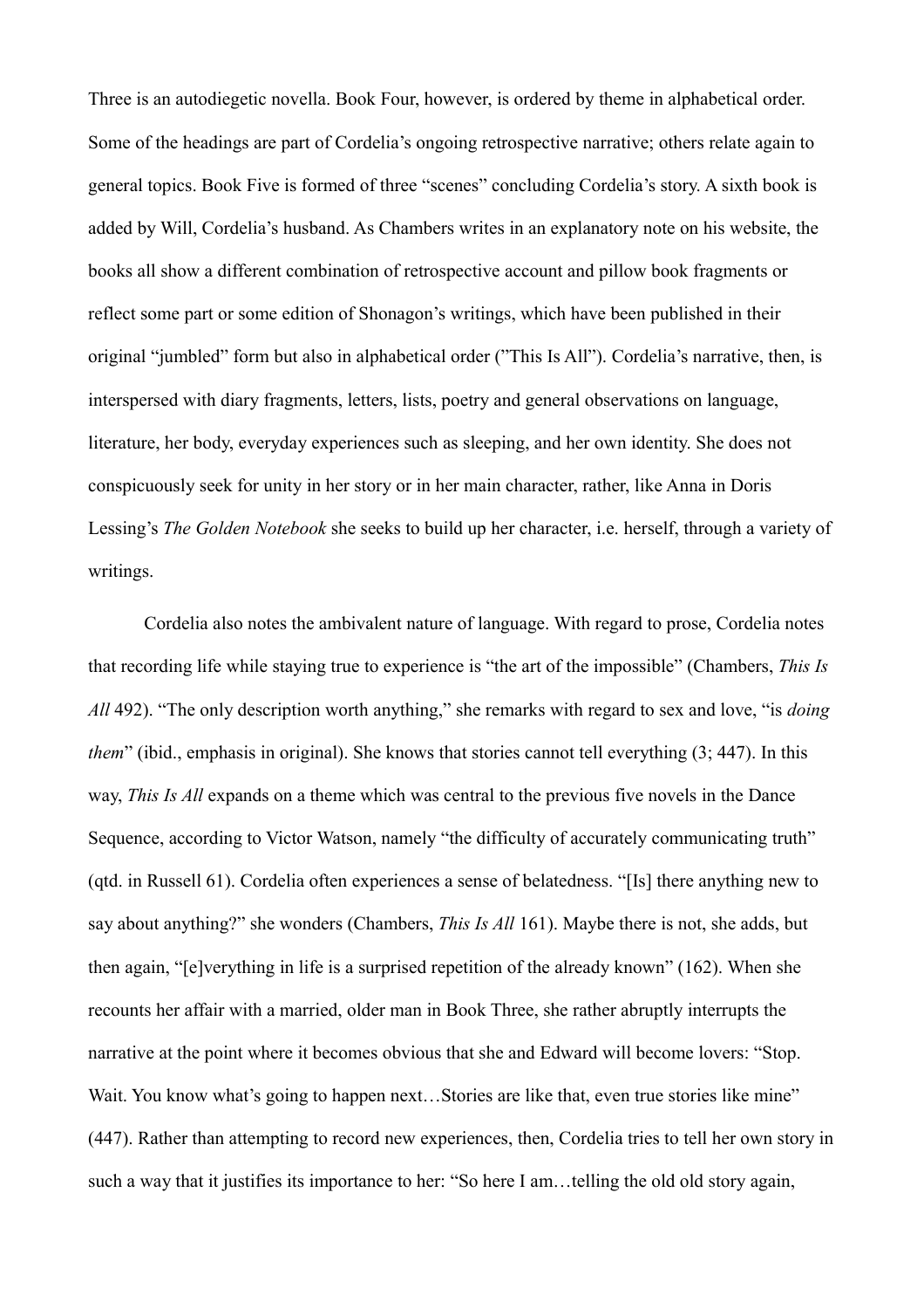Three is an autodiegetic novella. Book Four, however, is ordered by theme in alphabetical order. Some of the headings are part of Cordelia's ongoing retrospective narrative; others relate again to general topics. Book Five is formed of three "scenes" concluding Cordelia's story. A sixth book is added by Will, Cordelia's husband. As Chambers writes in an explanatory note on his website, the books all show a different combination of retrospective account and pillow book fragments or reflect some part or some edition of Shonagon's writings, which have been published in their original "jumbled" form but also in alphabetical order ("This Is All"). Cordelia's narrative, then, is interspersed with diary fragments, letters, lists, poetry and general observations on language, literature, her body, everyday experiences such as sleeping, and her own identity. She does not conspicuously seek for unity in her story or in her main character, rather, like Anna in Doris Lessing's *The Golden Notebook* she seeks to build up her character, i.e. herself, through a variety of writings.

Cordelia also notes the ambivalent nature of language. With regard to prose, Cordelia notes that recording life while staying true to experience is "the art of the impossible" (Chambers, *This Is All* 492). "The only description worth anything," she remarks with regard to sex and love, "is *doing them*" (ibid., emphasis in original). She knows that stories cannot tell everything (3; 447). In this way, *This Is All* expands on a theme which was central to the previous five novels in the Dance Sequence, according to Victor Watson, namely "the difficulty of accurately communicating truth" (qtd. in Russell 61). Cordelia often experiences a sense of belatedness. "[Is] there anything new to say about anything?" she wonders (Chambers, *This Is All* 161). Maybe there is not, she adds, but then again, "[e]verything in life is a surprised repetition of the already known" (162). When she recounts her affair with a married, older man in Book Three, she rather abruptly interrupts the narrative at the point where it becomes obvious that she and Edward will become lovers: "Stop. Wait. You know what's going to happen next…Stories are like that, even true stories like mine" (447). Rather than attempting to record new experiences, then, Cordelia tries to tell her own story in such a way that it justifies its importance to her: "So here I am…telling the old old story again,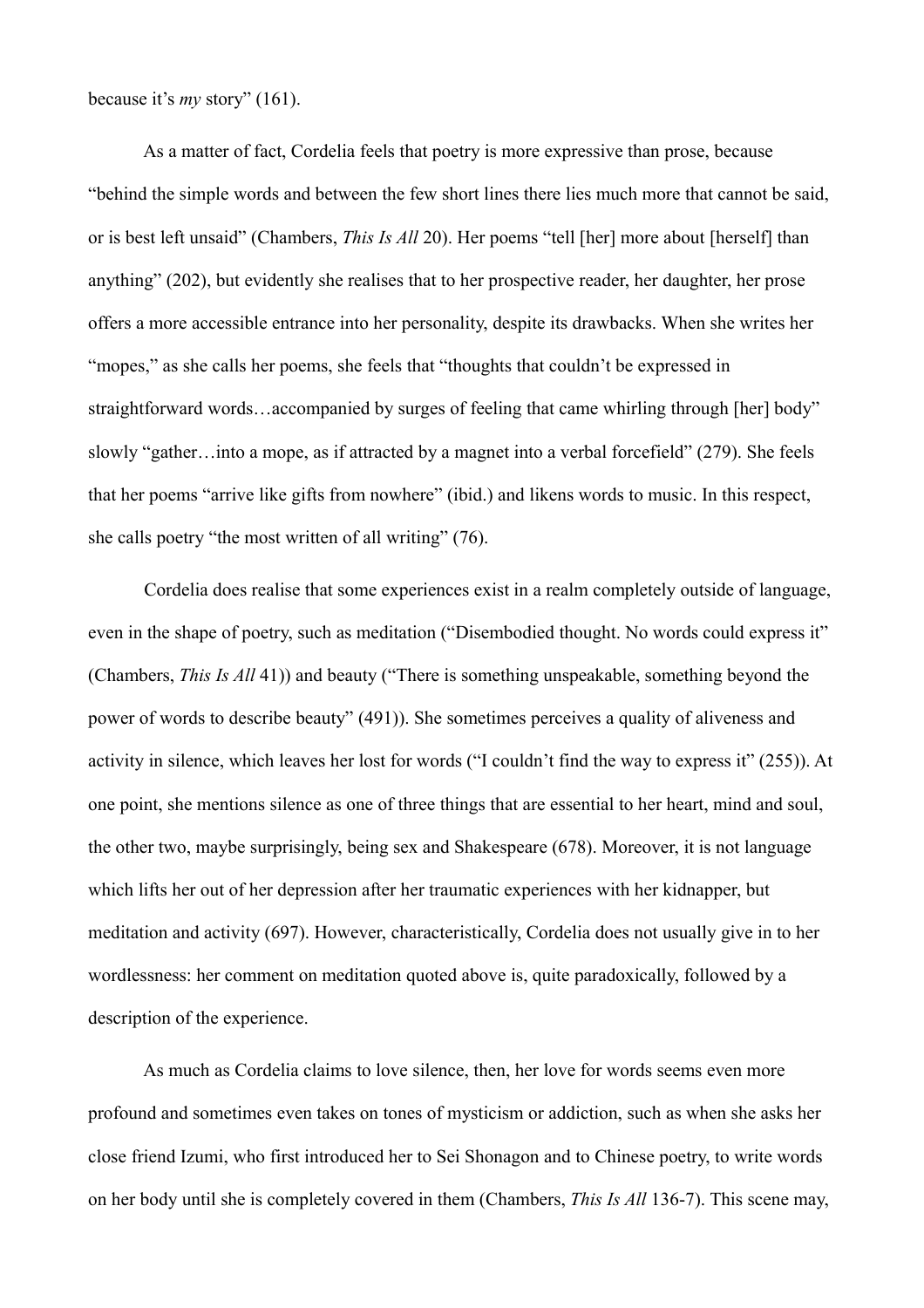because it's *my* story" (161).

As a matter of fact, Cordelia feels that poetry is more expressive than prose, because "behind the simple words and between the few short lines there lies much more that cannot be said, or is best left unsaid" (Chambers, *This Is All* 20). Her poems "tell [her] more about [herself] than anything" (202), but evidently she realises that to her prospective reader, her daughter, her prose offers a more accessible entrance into her personality, despite its drawbacks. When she writes her "mopes," as she calls her poems, she feels that "thoughts that couldn't be expressed in straightforward words…accompanied by surges of feeling that came whirling through [her] body" slowly "gather…into a mope, as if attracted by a magnet into a verbal forcefield" (279). She feels that her poems "arrive like gifts from nowhere" (ibid.) and likens words to music. In this respect, she calls poetry "the most written of all writing" (76).

Cordelia does realise that some experiences exist in a realm completely outside of language, even in the shape of poetry, such as meditation ("Disembodied thought. No words could express it" (Chambers, *This Is All* 41)) and beauty ("There is something unspeakable, something beyond the power of words to describe beauty" (491)). She sometimes perceives a quality of aliveness and activity in silence, which leaves her lost for words ("I couldn't find the way to express it" (255)). At one point, she mentions silence as one of three things that are essential to her heart, mind and soul, the other two, maybe surprisingly, being sex and Shakespeare (678). Moreover, it is not language which lifts her out of her depression after her traumatic experiences with her kidnapper, but meditation and activity (697). However, characteristically, Cordelia does not usually give in to her wordlessness: her comment on meditation quoted above is, quite paradoxically, followed by a description of the experience.

As much as Cordelia claims to love silence, then, her love for words seems even more profound and sometimes even takes on tones of mysticism or addiction, such as when she asks her close friend Izumi, who first introduced her to Sei Shonagon and to Chinese poetry, to write words on her body until she is completely covered in them (Chambers, *This Is All* 136-7). This scene may,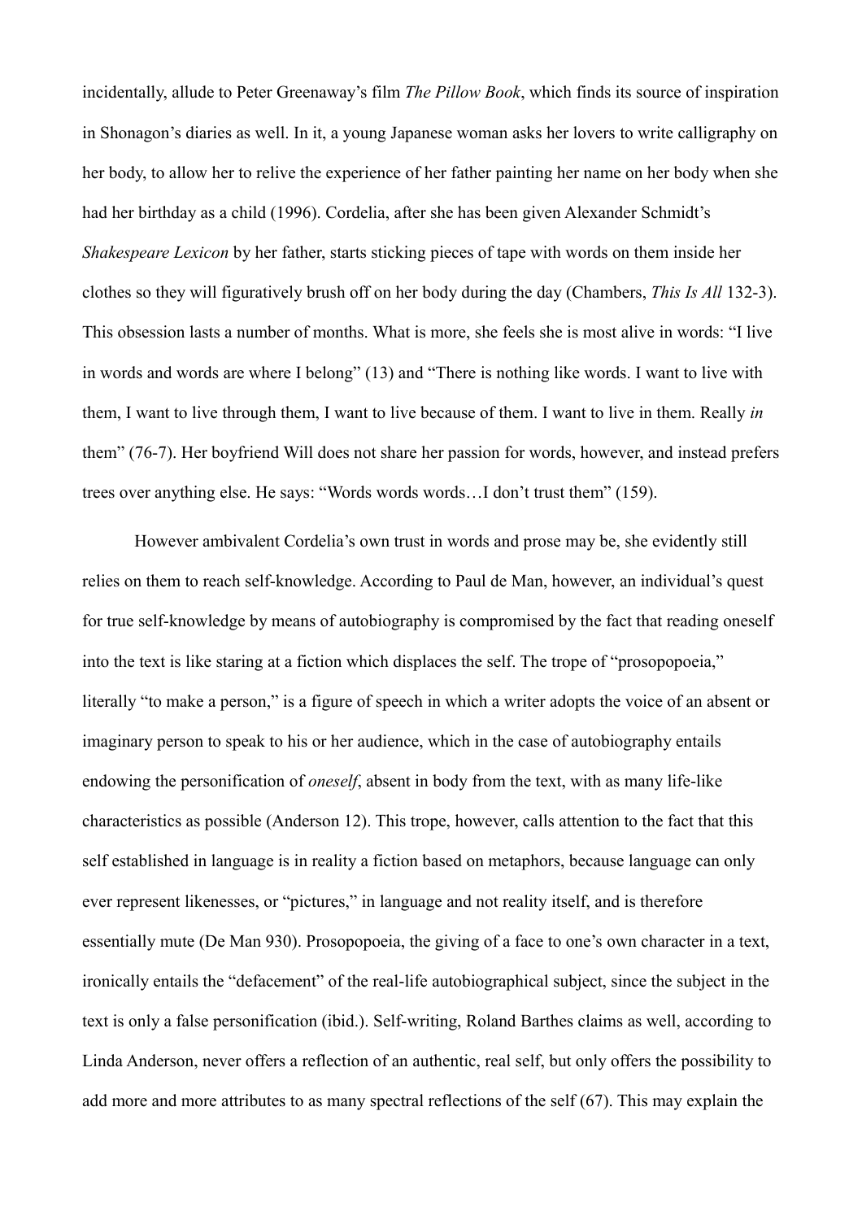incidentally, allude to Peter Greenaway's film *The Pillow Book*, which finds its source of inspiration in Shonagon's diaries as well. In it, a young Japanese woman asks her lovers to write calligraphy on her body, to allow her to relive the experience of her father painting her name on her body when she had her birthday as a child (1996). Cordelia, after she has been given Alexander Schmidt's *Shakespeare Lexicon* by her father, starts sticking pieces of tape with words on them inside her clothes so they will figuratively brush off on her body during the day (Chambers, *This Is All* 132-3). This obsession lasts a number of months. What is more, she feels she is most alive in words: "I live in words and words are where I belong" (13) and "There is nothing like words. I want to live with them, I want to live through them, I want to live because of them. I want to live in them. Really *in* them" (76-7). Her boyfriend Will does not share her passion for words, however, and instead prefers trees over anything else. He says: "Words words words…I don't trust them" (159).

However ambivalent Cordelia's own trust in words and prose may be, she evidently still relies on them to reach self-knowledge. According to Paul de Man, however, an individual's quest for true self-knowledge by means of autobiography is compromised by the fact that reading oneself into the text is like staring at a fiction which displaces the self. The trope of "prosopopoeia," literally "to make a person," is a figure of speech in which a writer adopts the voice of an absent or imaginary person to speak to his or her audience, which in the case of autobiography entails endowing the personification of *oneself*, absent in body from the text, with as many life-like characteristics as possible (Anderson 12). This trope, however, calls attention to the fact that this self established in language is in reality a fiction based on metaphors, because language can only ever represent likenesses, or "pictures," in language and not reality itself, and is therefore essentially mute (De Man 930). Prosopopoeia, the giving of a face to one's own character in a text, ironically entails the "defacement" of the real-life autobiographical subject, since the subject in the text is only a false personification (ibid.). Self-writing, Roland Barthes claims as well, according to Linda Anderson, never offers a reflection of an authentic, real self, but only offers the possibility to add more and more attributes to as many spectral reflections of the self (67). This may explain the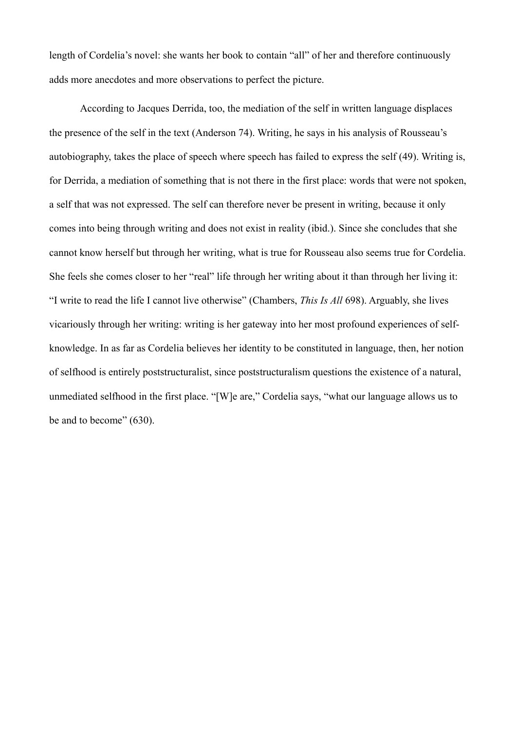length of Cordelia's novel: she wants her book to contain "all" of her and therefore continuously adds more anecdotes and more observations to perfect the picture.

According to Jacques Derrida, too, the mediation of the self in written language displaces the presence of the self in the text (Anderson 74). Writing, he says in his analysis of Rousseau's autobiography, takes the place of speech where speech has failed to express the self (49). Writing is, for Derrida, a mediation of something that is not there in the first place: words that were not spoken, a self that was not expressed. The self can therefore never be present in writing, because it only comes into being through writing and does not exist in reality (ibid.). Since she concludes that she cannot know herself but through her writing, what is true for Rousseau also seems true for Cordelia. She feels she comes closer to her "real" life through her writing about it than through her living it: "I write to read the life I cannot live otherwise" (Chambers, *This Is All* 698). Arguably, she lives vicariously through her writing: writing is her gateway into her most profound experiences of self-knowledge. In as far as Cordelia believes her identity to be constituted in language, then, her notion of selfhood is entirely poststructuralist, since poststructuralism questions the existence of a natural, unmediated selfhood in the first place. "[W]e are," Cordelia says, "what our language allows us to be and to become" (630).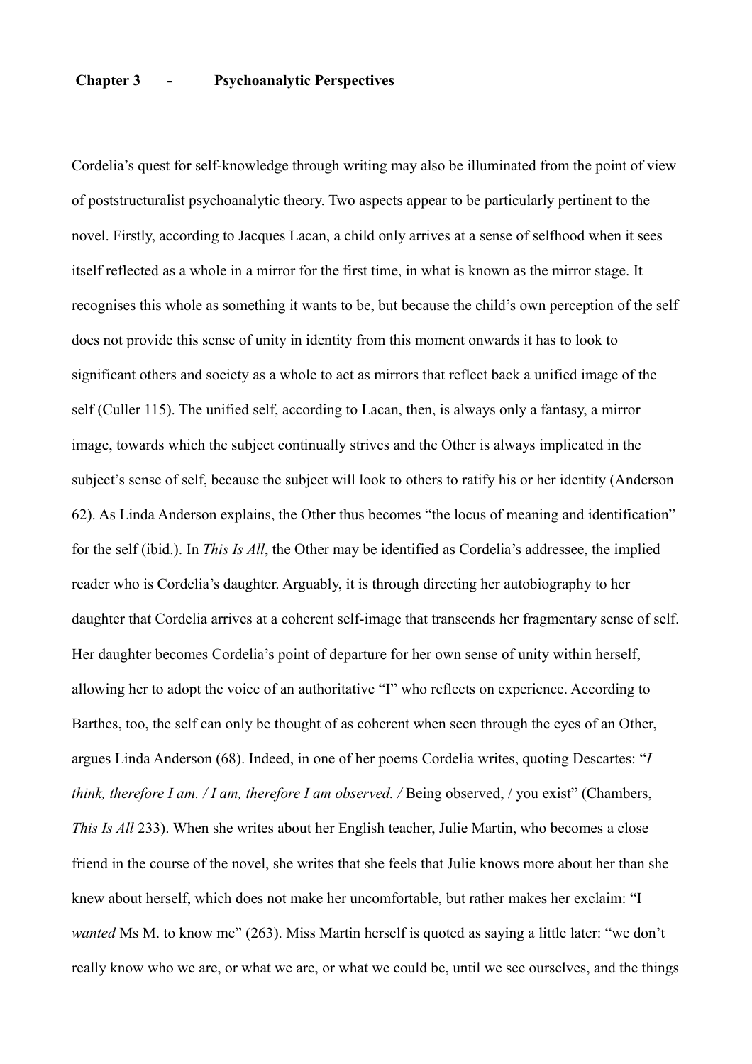## Chapter 3 - Psychoanalytic Perspectives

Cordelia's quest for self-knowledge through writing may also be illuminated from the point of view of poststructuralist psychoanalytic theory. Two aspects appear to be particularly pertinent to the novel. Firstly, according to Jacques Lacan, a child only arrives at a sense of selfhood when it sees itself reflected as a whole in a mirror for the first time, in what is known as the mirror stage. It recognises this whole as something it wants to be, but because the child's own perception of the self does not provide this sense of unity in identity from this moment onwards it has to look to significant others and society as a whole to act as mirrors that reflect back a unified image of the self (Culler 115). The unified self, according to Lacan, then, is always only a fantasy, a mirror image, towards which the subject continually strives and the Other is always implicated in the subject's sense of self, because the subject will look to others to ratify his or her identity (Anderson 62). As Linda Anderson explains, the Other thus becomes "the locus of meaning and identification" for the self (ibid.). In *This Is All*, the Other may be identified as Cordelia's addressee, the implied reader who is Cordelia's daughter. Arguably, it is through directing her autobiography to her daughter that Cordelia arrives at a coherent self-image that transcends her fragmentary sense of self. Her daughter becomes Cordelia's point of departure for her own sense of unity within herself, allowing her to adopt the voice of an authoritative "I" who reflects on experience. According to Barthes, too, the self can only be thought of as coherent when seen through the eyes of an Other, argues Linda Anderson (68). Indeed, in one of her poems Cordelia writes, quoting Descartes: "*I think, therefore I am. / I am, therefore I am observed. /* Being observed, / you exist" (Chambers, *This Is All* 233). When she writes about her English teacher, Julie Martin, who becomes a close friend in the course of the novel, she writes that she feels that Julie knows more about her than she knew about herself, which does not make her uncomfortable, but rather makes her exclaim: "I *wanted* Ms M. to know me" (263). Miss Martin herself is quoted as saying a little later: "we don't really know who we are, or what we are, or what we could be, until we see ourselves, and the things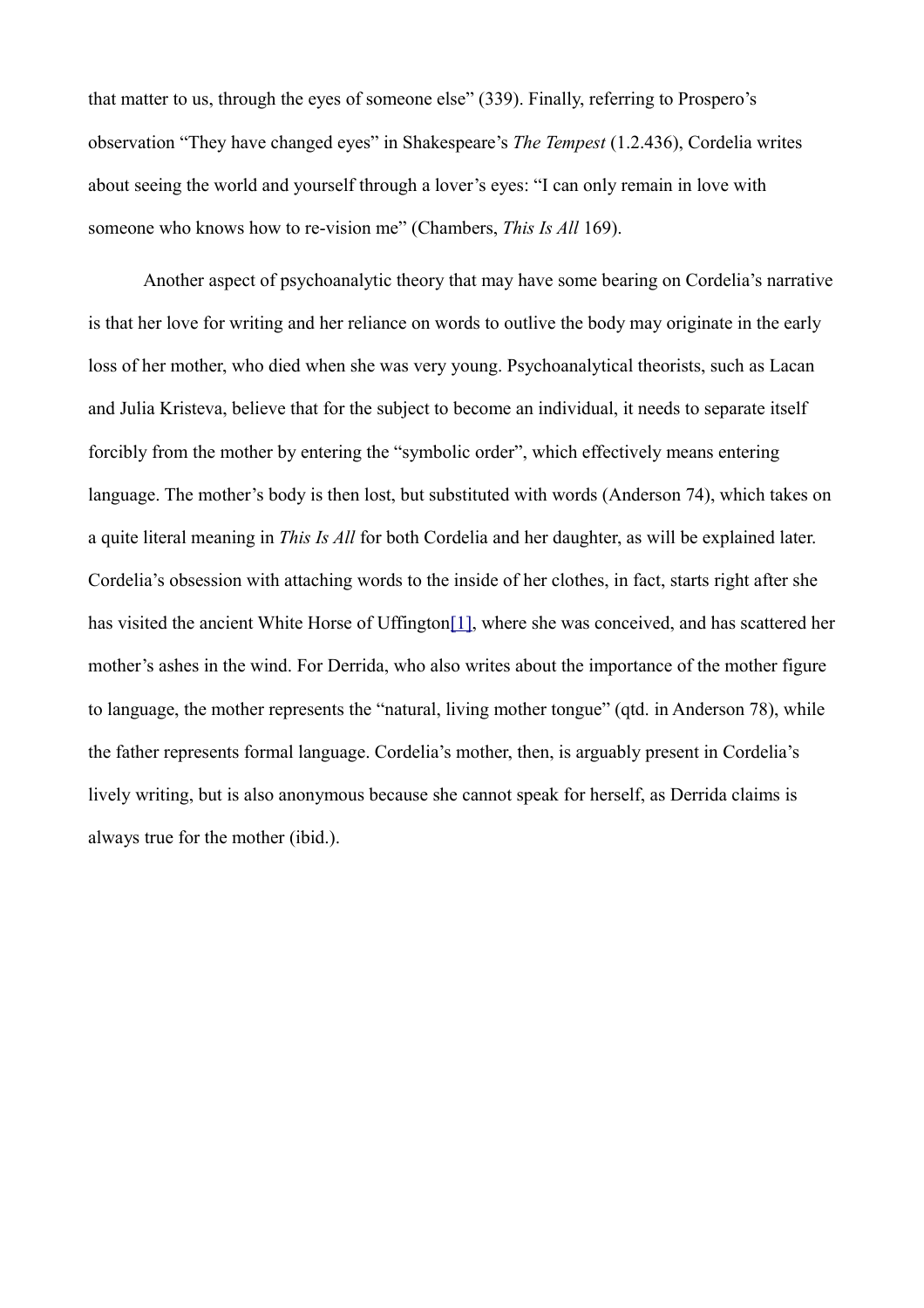that matter to us, through the eyes of someone else" (339). Finally, referring to Prospero's observation "They have changed eyes" in Shakespeare's *The Tempest* (1.2.436), Cordelia writes about seeing the world and yourself through a lover's eyes: "I can only remain in love with someone who knows how to re-vision me" (Chambers, *This Is All* 169).

Another aspect of psychoanalytic theory that may have some bearing on Cordelia's narrative is that her love for writing and her reliance on words to outlive the body may originate in the early loss of her mother, who died when she was very young. Psychoanalytical theorists, such as Lacan and Julia Kristeva, believe that for the subject to become an individual, it needs to separate itself forcibly from the mother by entering the "symbolic order", which effectively means entering language. The mother's body is then lost, but substituted with words (Anderson 74), which takes on a quite literal meaning in *This Is All* for both Cordelia and her daughter, as will be explained later. Cordelia's obsession with attaching words to the inside of her clothes, in fact, starts right after she has visited the ancient White Horse of Uffington[1], where she was conceived, and has scattered her mother's ashes in the wind. For Derrida, who also writes about the importance of the mother figure to language, the mother represents the "natural, living mother tongue" (qtd. in Anderson 78), while the father represents formal language. Cordelia's mother, then, is arguably present in Cordelia's lively writing, but is also anonymous because she cannot speak for herself, as Derrida claims is always true for the mother (ibid.).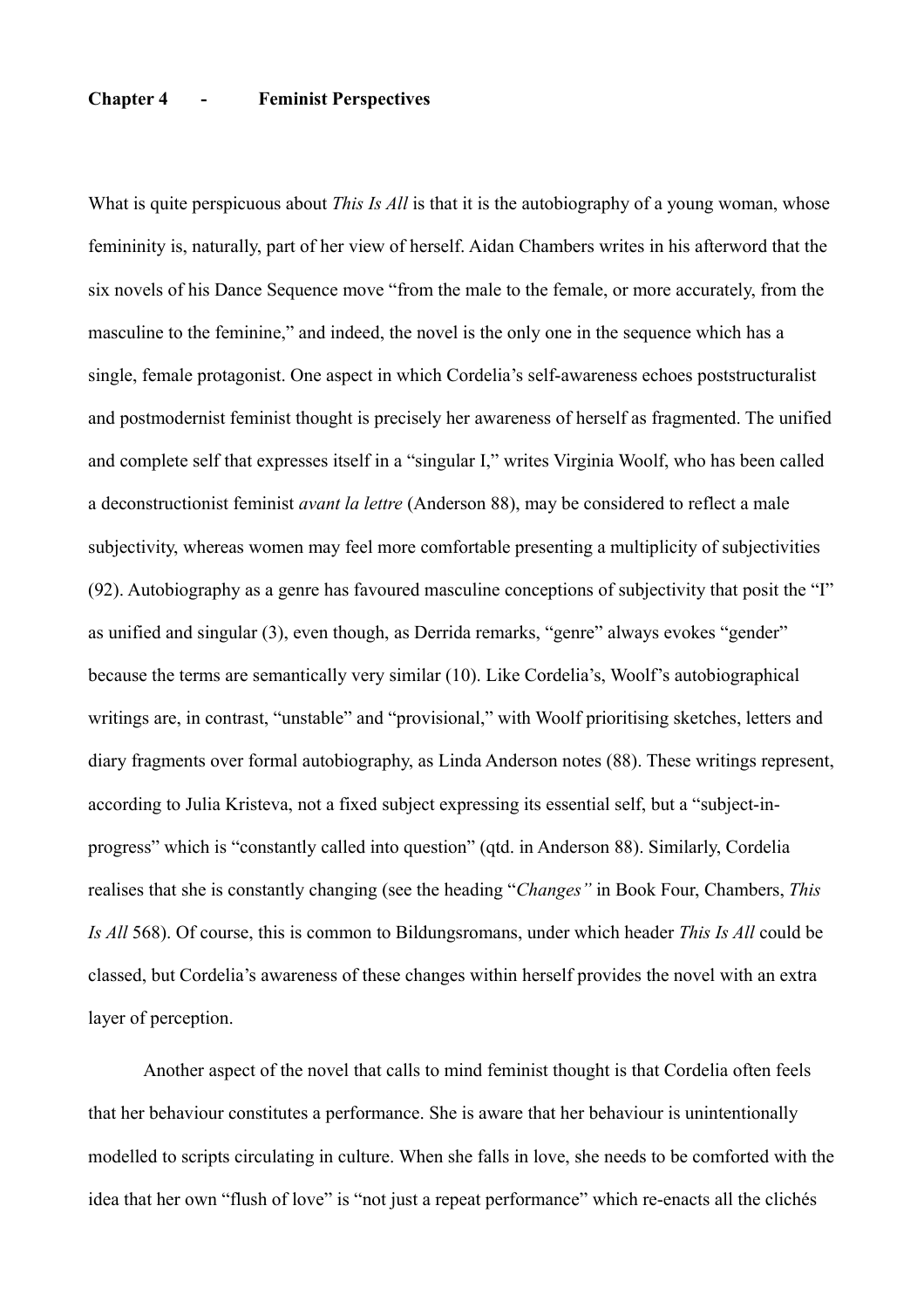## Chapter 4 - Feminist Perspectives

What is quite perspicuous about *This Is All* is that it is the autobiography of a young woman, whose femininity is, naturally, part of her view of herself. Aidan Chambers writes in his afterword that the six novels of his Dance Sequence move "from the male to the female, or more accurately, from the masculine to the feminine," and indeed, the novel is the only one in the sequence which has a single, female protagonist. One aspect in which Cordelia's self-awareness echoes poststructuralist and postmodernist feminist thought is precisely her awareness of herself as fragmented. The unified and complete self that expresses itself in a "singular I," writes Virginia Woolf, who has been called a deconstructionist feminist *avant la lettre* (Anderson 88), may be considered to reflect a male subjectivity, whereas women may feel more comfortable presenting a multiplicity of subjectivities (92). Autobiography as a genre has favoured masculine conceptions of subjectivity that posit the "I" as unified and singular (3), even though, as Derrida remarks, "genre" always evokes "gender" because the terms are semantically very similar (10). Like Cordelia's, Woolf's autobiographical writings are, in contrast, "unstable" and "provisional," with Woolf prioritising sketches, letters and diary fragments over formal autobiography, as Linda Anderson notes (88). These writings represent, according to Julia Kristeva, not a fixed subject expressing its essential self, but a "subject-in-progress" which is "constantly called into question" (qtd. in Anderson 88). Similarly, Cordelia realises that she is constantly changing (see the heading "*Changes"* in Book Four, Chambers, *This Is All* 568). Of course, this is common to Bildungsromans, under which header *This Is All* could be classed, but Cordelia's awareness of these changes within herself provides the novel with an extra layer of perception.

Another aspect of the novel that calls to mind feminist thought is that Cordelia often feels that her behaviour constitutes a performance. She is aware that her behaviour is unintentionally modelled to scripts circulating in culture. When she falls in love, she needs to be comforted with the idea that her own "flush of love" is "not just a repeat performance" which re-enacts all the clichés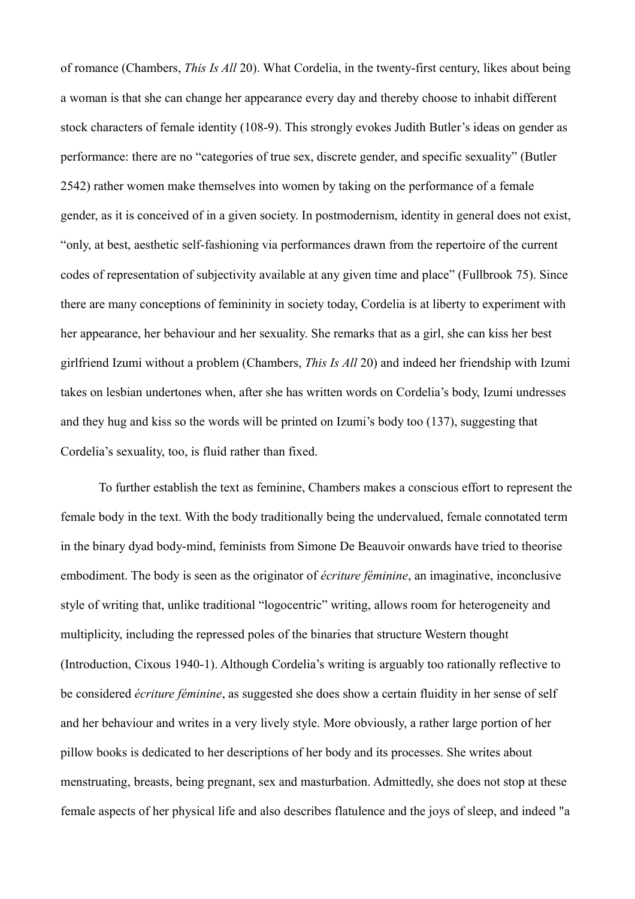of romance (Chambers, *This Is All* 20). What Cordelia, in the twenty-first century, likes about being a woman is that she can change her appearance every day and thereby choose to inhabit different stock characters of female identity (108-9). This strongly evokes Judith Butler's ideas on gender as performance: there are no "categories of true sex, discrete gender, and specific sexuality" (Butler 2542) rather women make themselves into women by taking on the performance of a female gender, as it is conceived of in a given society. In postmodernism, identity in general does not exist, "only, at best, aesthetic self-fashioning via performances drawn from the repertoire of the current codes of representation of subjectivity available at any given time and place" (Fullbrook 75). Since there are many conceptions of femininity in society today, Cordelia is at liberty to experiment with her appearance, her behaviour and her sexuality. She remarks that as a girl, she can kiss her best girlfriend Izumi without a problem (Chambers, *This Is All* 20) and indeed her friendship with Izumi takes on lesbian undertones when, after she has written words on Cordelia's body, Izumi undresses and they hug and kiss so the words will be printed on Izumi's body too (137), suggesting that Cordelia's sexuality, too, is fluid rather than fixed.

To further establish the text as feminine, Chambers makes a conscious effort to represent the female body in the text. With the body traditionally being the undervalued, female connotated term in the binary dyad body-mind, feminists from Simone De Beauvoir onwards have tried to theorise embodiment. The body is seen as the originator of *écriture féminine*, an imaginative, inconclusive style of writing that, unlike traditional "logocentric" writing, allows room for heterogeneity and multiplicity, including the repressed poles of the binaries that structure Western thought (Introduction, Cixous 1940-1). Although Cordelia's writing is arguably too rationally reflective to be considered *écriture féminine*, as suggested she does show a certain fluidity in her sense of self and her behaviour and writes in a very lively style. More obviously, a rather large portion of her pillow books is dedicated to her descriptions of her body and its processes. She writes about menstruating, breasts, being pregnant, sex and masturbation. Admittedly, she does not stop at these female aspects of her physical life and also describes flatulence and the joys of sleep, and indeed "a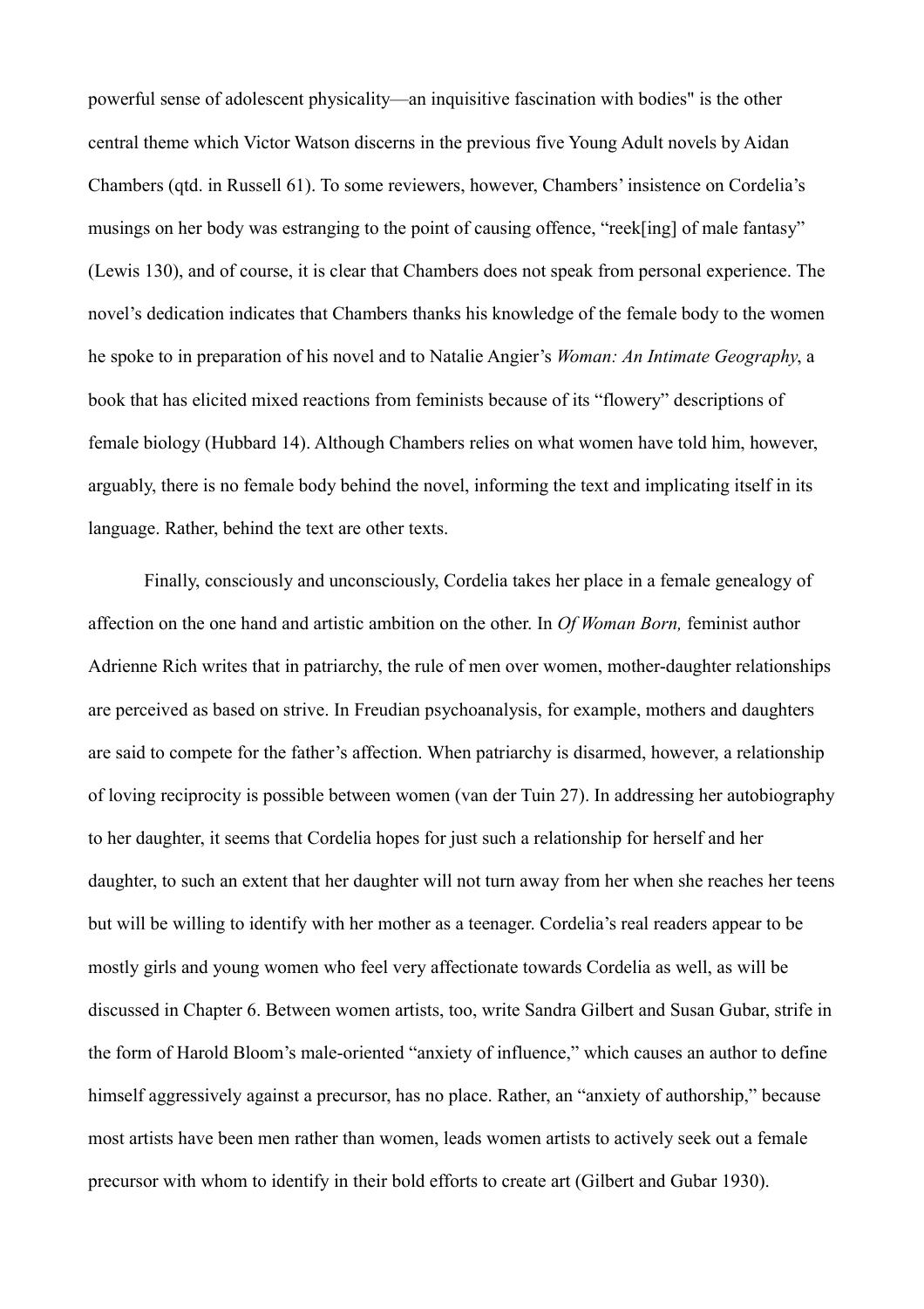powerful sense of adolescent physicality—an inquisitive fascination with bodies" is the other central theme which Victor Watson discerns in the previous five Young Adult novels by Aidan Chambers (qtd. in Russell 61). To some reviewers, however, Chambers' insistence on Cordelia's musings on her body was estranging to the point of causing offence, "reek[ing] of male fantasy" (Lewis 130), and of course, it is clear that Chambers does not speak from personal experience. The novel's dedication indicates that Chambers thanks his knowledge of the female body to the women he spoke to in preparation of his novel and to Natalie Angier's *Woman: An Intimate Geography*, a book that has elicited mixed reactions from feminists because of its "flowery" descriptions of female biology (Hubbard 14). Although Chambers relies on what women have told him, however, arguably, there is no female body behind the novel, informing the text and implicating itself in its language. Rather, behind the text are other texts.

Finally, consciously and unconsciously, Cordelia takes her place in a female genealogy of affection on the one hand and artistic ambition on the other. In *Of Woman Born,* feminist author Adrienne Rich writes that in patriarchy, the rule of men over women, mother-daughter relationships are perceived as based on strive. In Freudian psychoanalysis, for example, mothers and daughters are said to compete for the father's affection. When patriarchy is disarmed, however, a relationship of loving reciprocity is possible between women (van der Tuin 27). In addressing her autobiography to her daughter, it seems that Cordelia hopes for just such a relationship for herself and her daughter, to such an extent that her daughter will not turn away from her when she reaches her teens but will be willing to identify with her mother as a teenager. Cordelia's real readers appear to be mostly girls and young women who feel very affectionate towards Cordelia as well, as will be discussed in Chapter 6. Between women artists, too, write Sandra Gilbert and Susan Gubar, strife in the form of Harold Bloom's male-oriented "anxiety of influence," which causes an author to define himself aggressively against a precursor, has no place. Rather, an "anxiety of authorship," because most artists have been men rather than women, leads women artists to actively seek out a female precursor with whom to identify in their bold efforts to create art (Gilbert and Gubar 1930).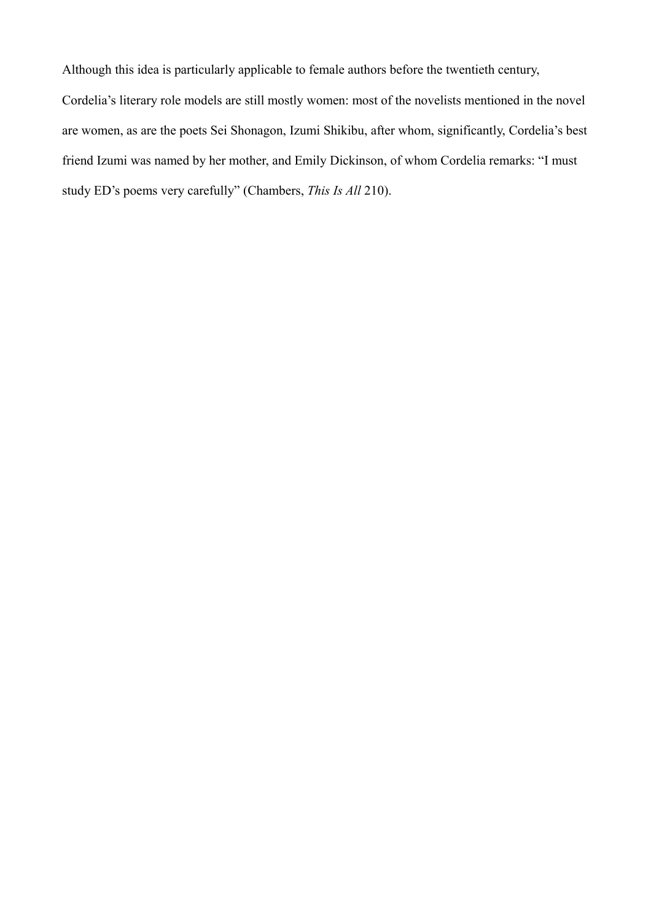Although this idea is particularly applicable to female authors before the twentieth century, Cordelia's literary role models are still mostly women: most of the novelists mentioned in the novel are women, as are the poets Sei Shonagon, Izumi Shikibu, after whom, significantly, Cordelia's best friend Izumi was named by her mother, and Emily Dickinson, of whom Cordelia remarks: "I must study ED's poems very carefully" (Chambers, *This Is All* 210).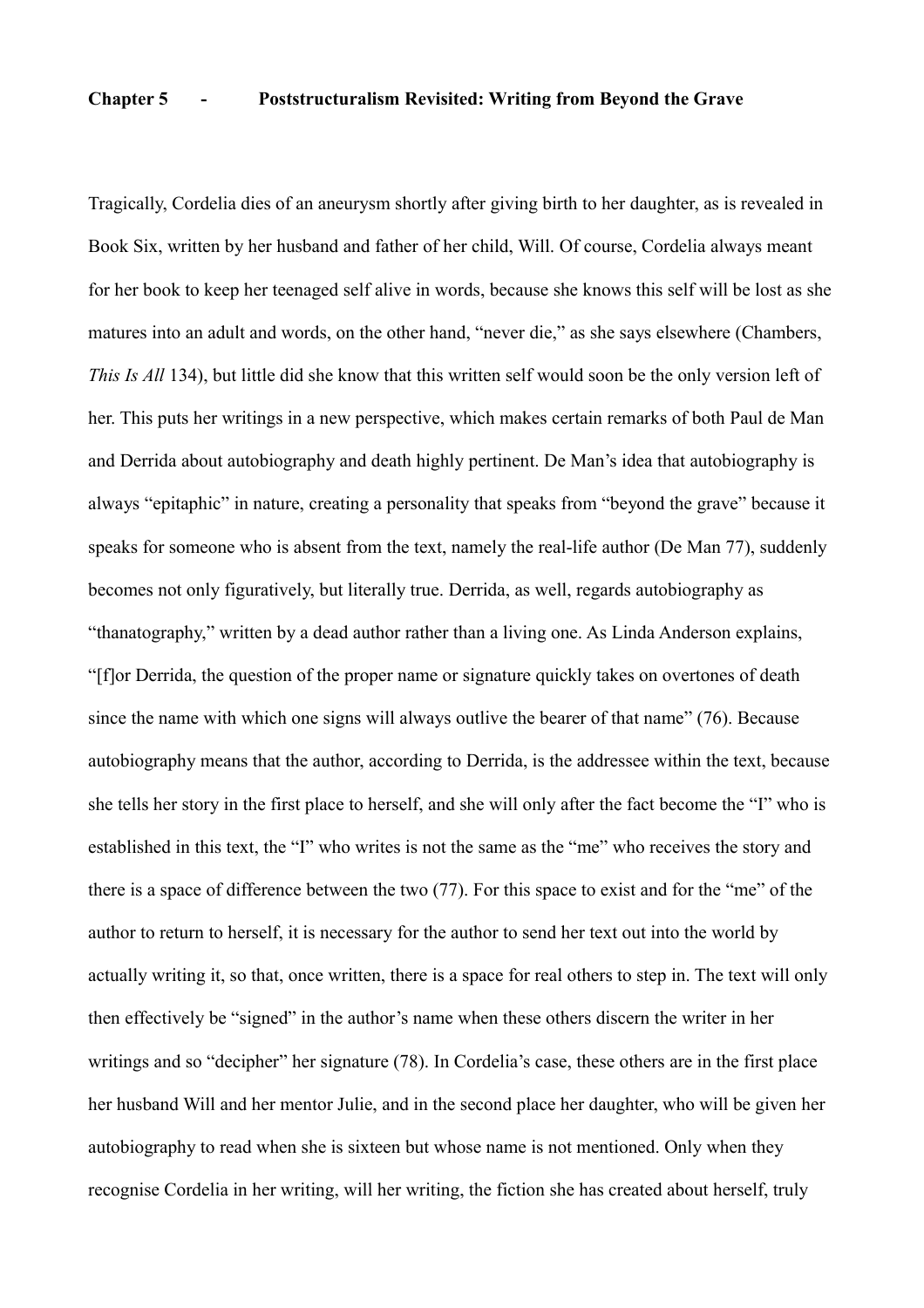## Chapter 5 - Poststructuralism Revisited: Writing from Beyond the Grave

Tragically, Cordelia dies of an aneurysm shortly after giving birth to her daughter, as is revealed in Book Six, written by her husband and father of her child, Will. Of course, Cordelia always meant for her book to keep her teenaged self alive in words, because she knows this self will be lost as she matures into an adult and words, on the other hand, "never die," as she says elsewhere (Chambers, *This Is All* 134), but little did she know that this written self would soon be the only version left of her. This puts her writings in a new perspective, which makes certain remarks of both Paul de Man and Derrida about autobiography and death highly pertinent. De Man's idea that autobiography is always "epitaphic" in nature, creating a personality that speaks from "beyond the grave" because it speaks for someone who is absent from the text, namely the real-life author (De Man 77), suddenly becomes not only figuratively, but literally true. Derrida, as well, regards autobiography as "thanatography," written by a dead author rather than a living one. As Linda Anderson explains, "[f]or Derrida, the question of the proper name or signature quickly takes on overtones of death since the name with which one signs will always outlive the bearer of that name" (76). Because autobiography means that the author, according to Derrida, is the addressee within the text, because she tells her story in the first place to herself, and she will only after the fact become the "I" who is established in this text, the "I" who writes is not the same as the "me" who receives the story and there is a space of difference between the two (77). For this space to exist and for the "me" of the author to return to herself, it is necessary for the author to send her text out into the world by actually writing it, so that, once written, there is a space for real others to step in. The text will only then effectively be "signed" in the author's name when these others discern the writer in her writings and so "decipher" her signature (78). In Cordelia's case, these others are in the first place her husband Will and her mentor Julie, and in the second place her daughter, who will be given her autobiography to read when she is sixteen but whose name is not mentioned. Only when they recognise Cordelia in her writing, will her writing, the fiction she has created about herself, truly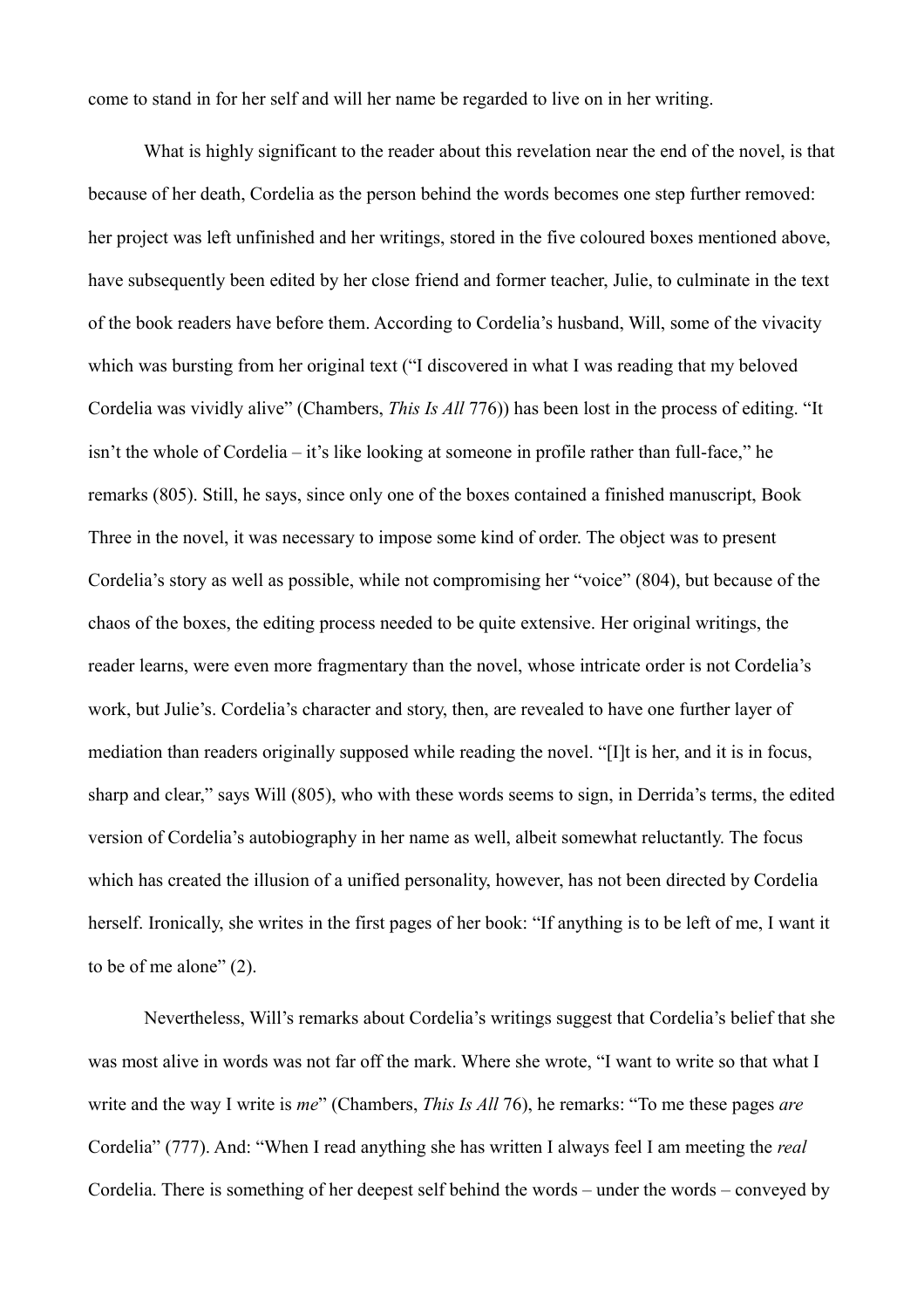come to stand in for her self and will her name be regarded to live on in her writing.

What is highly significant to the reader about this revelation near the end of the novel, is that because of her death, Cordelia as the person behind the words becomes one step further removed: her project was left unfinished and her writings, stored in the five coloured boxes mentioned above, have subsequently been edited by her close friend and former teacher, Julie, to culminate in the text of the book readers have before them. According to Cordelia's husband, Will, some of the vivacity which was bursting from her original text ("I discovered in what I was reading that my beloved Cordelia was vividly alive" (Chambers, *This Is All* 776)) has been lost in the process of editing. "It isn't the whole of Cordelia – it's like looking at someone in profile rather than full-face," he remarks (805). Still, he says, since only one of the boxes contained a finished manuscript, Book Three in the novel, it was necessary to impose some kind of order. The object was to present Cordelia's story as well as possible, while not compromising her "voice" (804), but because of the chaos of the boxes, the editing process needed to be quite extensive. Her original writings, the reader learns, were even more fragmentary than the novel, whose intricate order is not Cordelia's work, but Julie's. Cordelia's character and story, then, are revealed to have one further layer of mediation than readers originally supposed while reading the novel. "[I]t is her, and it is in focus, sharp and clear," says Will (805), who with these words seems to sign, in Derrida's terms, the edited version of Cordelia's autobiography in her name as well, albeit somewhat reluctantly. The focus which has created the illusion of a unified personality, however, has not been directed by Cordelia herself. Ironically, she writes in the first pages of her book: "If anything is to be left of me, I want it to be of me alone" (2).

Nevertheless, Will's remarks about Cordelia's writings suggest that Cordelia's belief that she was most alive in words was not far off the mark. Where she wrote, "I want to write so that what I write and the way I write is *me*" (Chambers, *This Is All* 76), he remarks: "To me these pages *are* Cordelia" (777). And: "When I read anything she has written I always feel I am meeting the *real* Cordelia. There is something of her deepest self behind the words – under the words – conveyed by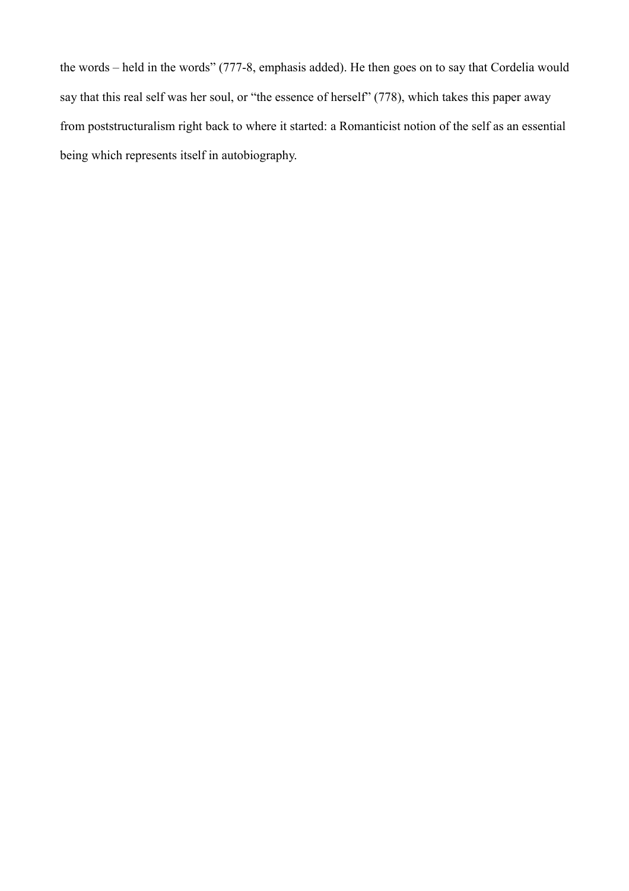the words – held in the words" (777-8, emphasis added). He then goes on to say that Cordelia would say that this real self was her soul, or "the essence of herself" (778), which takes this paper away from poststructuralism right back to where it started: a Romanticist notion of the self as an essential being which represents itself in autobiography.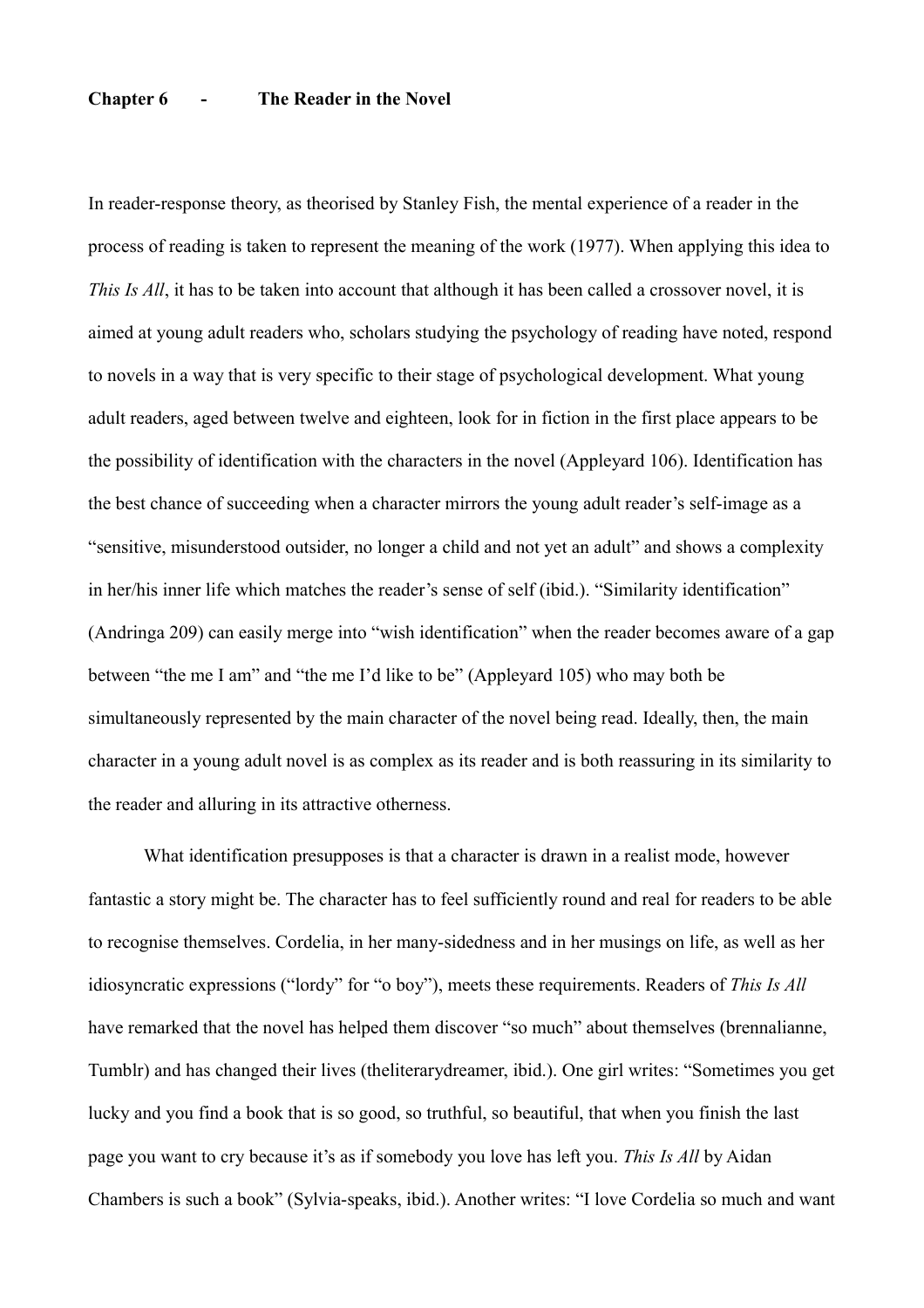## Chapter 6 - The Reader in the Novel

In reader-response theory, as theorised by Stanley Fish, the mental experience of a reader in the process of reading is taken to represent the meaning of the work (1977). When applying this idea to *This Is All*, it has to be taken into account that although it has been called a crossover novel, it is aimed at young adult readers who, scholars studying the psychology of reading have noted, respond to novels in a way that is very specific to their stage of psychological development. What young adult readers, aged between twelve and eighteen, look for in fiction in the first place appears to be the possibility of identification with the characters in the novel (Appleyard 106). Identification has the best chance of succeeding when a character mirrors the young adult reader's self-image as a "sensitive, misunderstood outsider, no longer a child and not yet an adult" and shows a complexity in her/his inner life which matches the reader's sense of self (ibid.). "Similarity identification" (Andringa 209) can easily merge into "wish identification" when the reader becomes aware of a gap between "the me I am" and "the me I'd like to be" (Appleyard 105) who may both be simultaneously represented by the main character of the novel being read. Ideally, then, the main character in a young adult novel is as complex as its reader and is both reassuring in its similarity to the reader and alluring in its attractive otherness.

What identification presupposes is that a character is drawn in a realist mode, however fantastic a story might be. The character has to feel sufficiently round and real for readers to be able to recognise themselves. Cordelia, in her many-sidedness and in her musings on life, as well as her idiosyncratic expressions ("lordy" for "o boy"), meets these requirements. Readers of *This Is All* have remarked that the novel has helped them discover "so much" about themselves (brennalianne, Tumblr) and has changed their lives (theliterarydreamer, ibid.). One girl writes: "Sometimes you get lucky and you find a book that is so good, so truthful, so beautiful, that when you finish the last page you want to cry because it's as if somebody you love has left you. *This Is All* by Aidan Chambers is such a book" (Sylvia-speaks, ibid.). Another writes: "I love Cordelia so much and want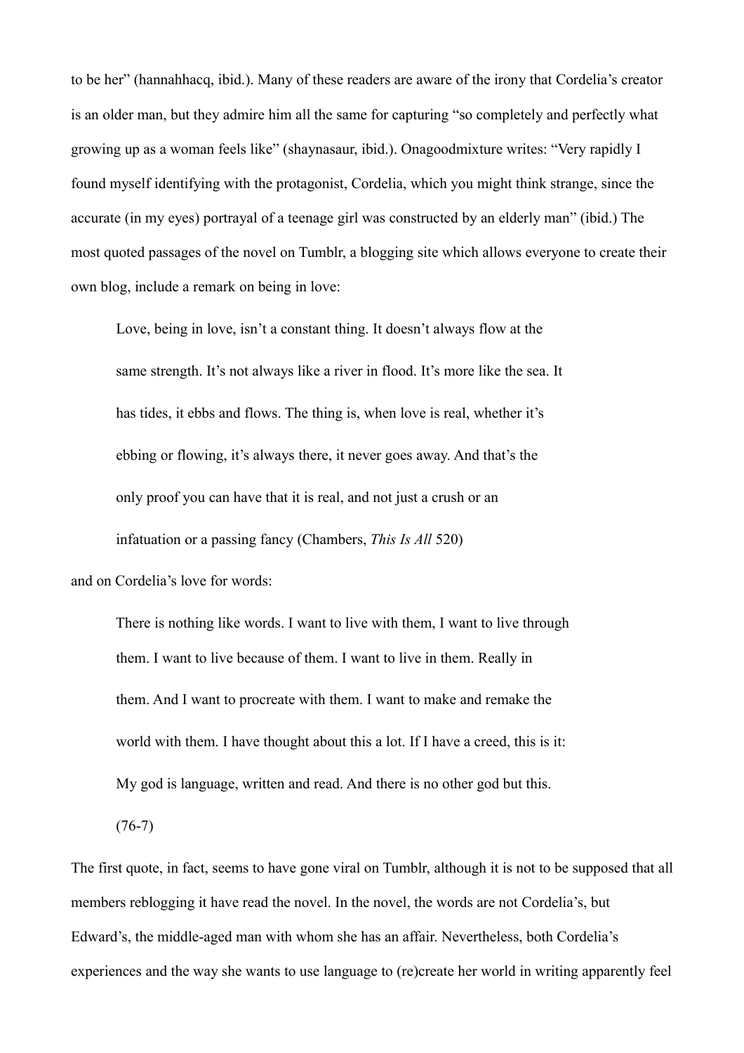to be her" (hannahhacq, ibid.). Many of these readers are aware of the irony that Cordelia's creator is an older man, but they admire him all the same for capturing "so completely and perfectly what growing up as a woman feels like" (shaynasaur, ibid.). Onagoodmixture writes: "Very rapidly I found myself identifying with the protagonist, Cordelia, which you might think strange, since the accurate (in my eyes) portrayal of a teenage girl was constructed by an elderly man" (ibid.) The most quoted passages of the novel on Tumblr, a blogging site which allows everyone to create their own blog, include a remark on being in love:

> Love, being in love, isn't a constant thing. It doesn't always flow at the same strength. It's not always like a river in flood. It's more like the sea. It has tides, it ebbs and flows. The thing is, when love is real, whether it's ebbing or flowing, it's always there, it never goes away. And that's the only proof you can have that it is real, and not just a crush or an infatuation or a passing fancy (Chambers, *This Is All* 520)

and on Cordelia's love for words:

> There is nothing like words. I want to live with them, I want to live through them. I want to live because of them. I want to live in them. Really in them. And I want to procreate with them. I want to make and remake the world with them. I have thought about this a lot. If I have a creed, this is it: My god is language, written and read. And there is no other god but this. (76-7)

The first quote, in fact, seems to have gone viral on Tumblr, although it is not to be supposed that all members reblogging it have read the novel. In the novel, the words are not Cordelia's, but Edward's, the middle-aged man with whom she has an affair. Nevertheless, both Cordelia's experiences and the way she wants to use language to (re)create her world in writing apparently feel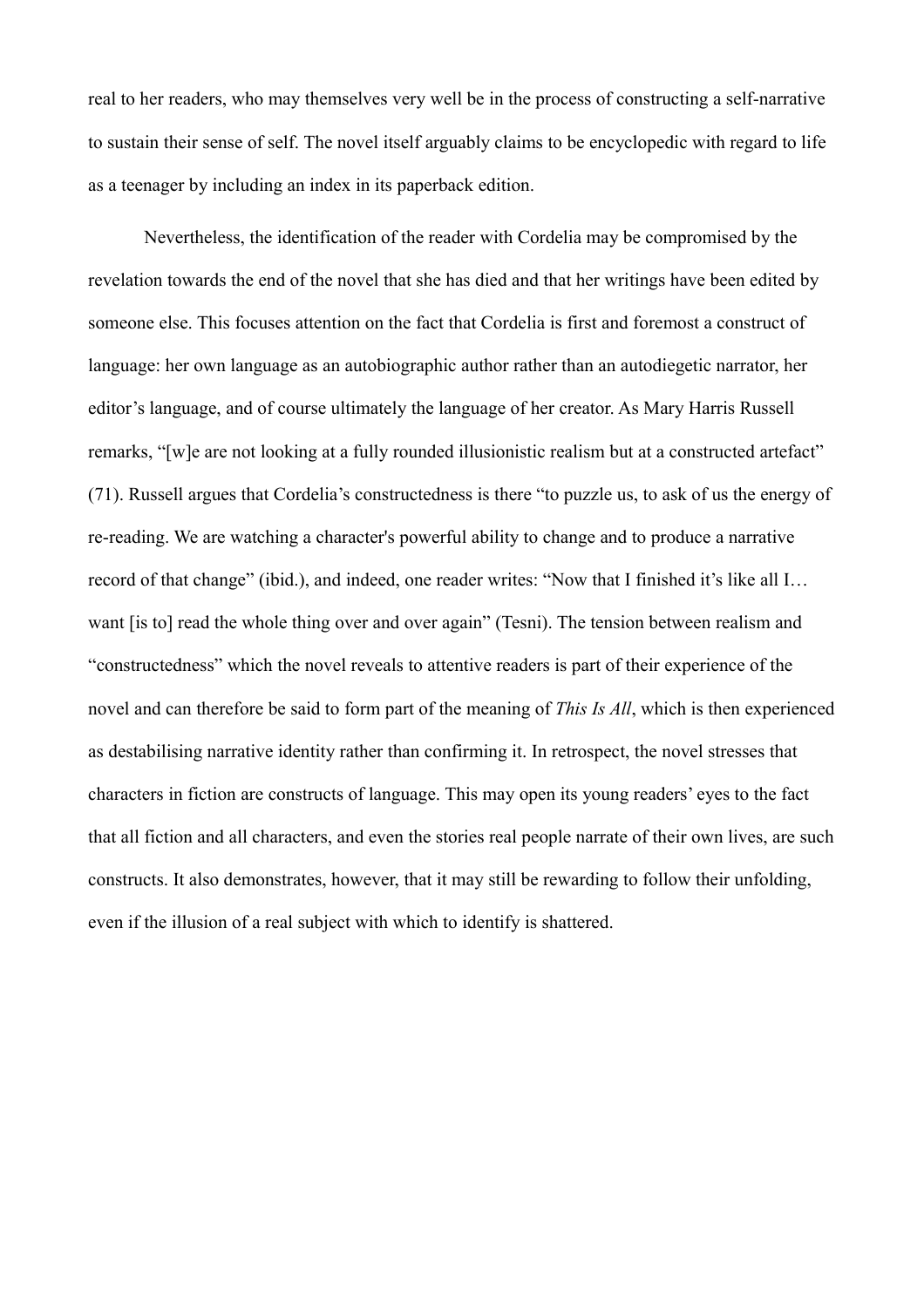real to her readers, who may themselves very well be in the process of constructing a self-narrative to sustain their sense of self. The novel itself arguably claims to be encyclopedic with regard to life as a teenager by including an index in its paperback edition.

Nevertheless, the identification of the reader with Cordelia may be compromised by the revelation towards the end of the novel that she has died and that her writings have been edited by someone else. This focuses attention on the fact that Cordelia is first and foremost a construct of language: her own language as an autobiographic author rather than an autodiegetic narrator, her editor's language, and of course ultimately the language of her creator. As Mary Harris Russell remarks, "[w]e are not looking at a fully rounded illusionistic realism but at a constructed artefact" (71). Russell argues that Cordelia's constructedness is there "to puzzle us, to ask of us the energy of re-reading. We are watching a character's powerful ability to change and to produce a narrative record of that change" (ibid.), and indeed, one reader writes: "Now that I finished it's like all I… want [is to] read the whole thing over and over again" (Tesni). The tension between realism and "constructedness" which the novel reveals to attentive readers is part of their experience of the novel and can therefore be said to form part of the meaning of *This Is All*, which is then experienced as destabilising narrative identity rather than confirming it. In retrospect, the novel stresses that characters in fiction are constructs of language. This may open its young readers' eyes to the fact that all fiction and all characters, and even the stories real people narrate of their own lives, are such constructs. It also demonstrates, however, that it may still be rewarding to follow their unfolding, even if the illusion of a real subject with which to identify is shattered.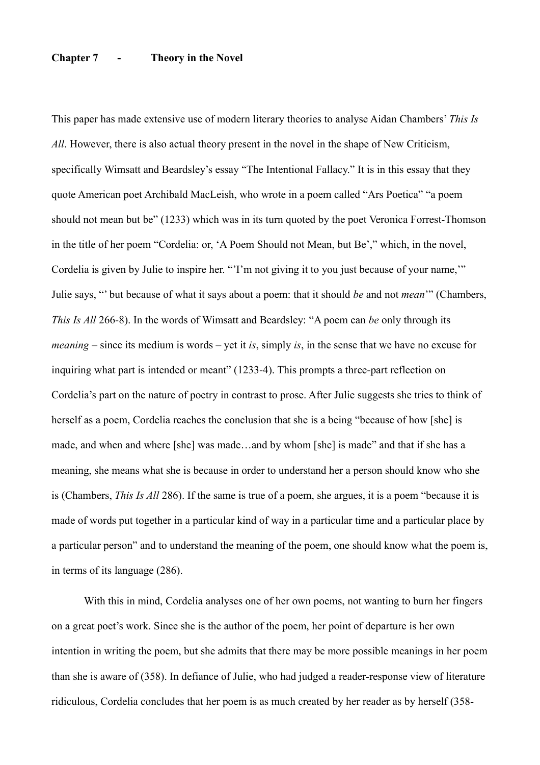## Chapter 7 - Theory in the Novel

This paper has made extensive use of modern literary theories to analyse Aidan Chambers' *This Is All*. However, there is also actual theory present in the novel in the shape of New Criticism, specifically Wimsatt and Beardsley's essay "The Intentional Fallacy." It is in this essay that they quote American poet Archibald MacLeish, who wrote in a poem called "Ars Poetica" "a poem should not mean but be" (1233) which was in its turn quoted by the poet Veronica Forrest-Thomson in the title of her poem "Cordelia: or, 'A Poem Should not Mean, but Be'," which, in the novel, Cordelia is given by Julie to inspire her. "'I'm not giving it to you just because of your name,'" Julie says, "' but because of what it says about a poem: that it should *be* and not *mean*'" (Chambers, *This Is All* 266-8). In the words of Wimsatt and Beardsley: "A poem can *be* only through its *meaning* – since its medium is words – yet it *is*, simply *is*, in the sense that we have no excuse for inquiring what part is intended or meant" (1233-4). This prompts a three-part reflection on Cordelia's part on the nature of poetry in contrast to prose. After Julie suggests she tries to think of herself as a poem, Cordelia reaches the conclusion that she is a being "because of how [she] is made, and when and where [she] was made…and by whom [she] is made" and that if she has a meaning, she means what she is because in order to understand her a person should know who she is (Chambers, *This Is All* 286). If the same is true of a poem, she argues, it is a poem "because it is made of words put together in a particular kind of way in a particular time and a particular place by a particular person" and to understand the meaning of the poem, one should know what the poem is, in terms of its language (286).

With this in mind, Cordelia analyses one of her own poems, not wanting to burn her fingers on a great poet's work. Since she is the author of the poem, her point of departure is her own intention in writing the poem, but she admits that there may be more possible meanings in her poem than she is aware of (358). In defiance of Julie, who had judged a reader-response view of literature ridiculous, Cordelia concludes that her poem is as much created by her reader as by herself (358-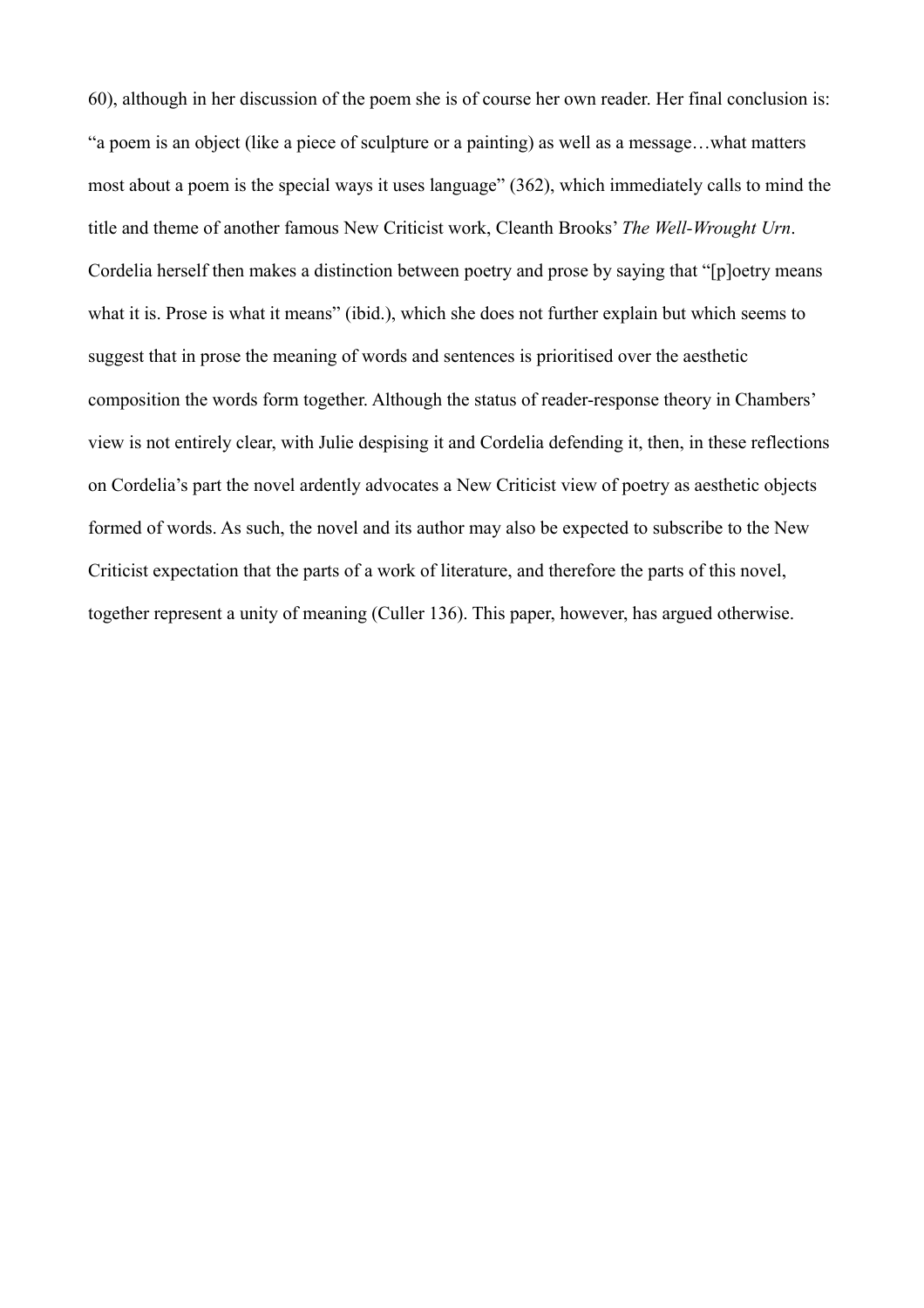60), although in her discussion of the poem she is of course her own reader. Her final conclusion is: "a poem is an object (like a piece of sculpture or a painting) as well as a message…what matters most about a poem is the special ways it uses language" (362), which immediately calls to mind the title and theme of another famous New Criticist work, Cleanth Brooks' *The Well-Wrought Urn*. Cordelia herself then makes a distinction between poetry and prose by saying that "[p]oetry means what it is. Prose is what it means" (ibid.), which she does not further explain but which seems to suggest that in prose the meaning of words and sentences is prioritised over the aesthetic composition the words form together. Although the status of reader-response theory in Chambers' view is not entirely clear, with Julie despising it and Cordelia defending it, then, in these reflections on Cordelia's part the novel ardently advocates a New Criticist view of poetry as aesthetic objects formed of words. As such, the novel and its author may also be expected to subscribe to the New Criticist expectation that the parts of a work of literature, and therefore the parts of this novel, together represent a unity of meaning (Culler 136). This paper, however, has argued otherwise.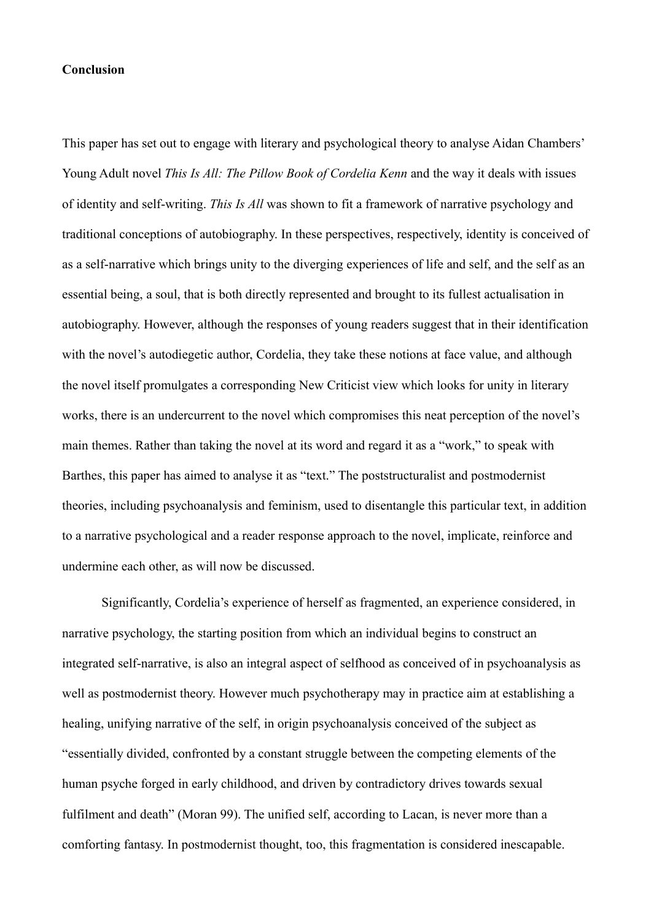**Conclusion**

This paper has set out to engage with literary and psychological theory to analyse Aidan Chambers' Young Adult novel *This Is All: The Pillow Book of Cordelia Kenn* and the way it deals with issues of identity and self-writing. *This Is All* was shown to fit a framework of narrative psychology and traditional conceptions of autobiography. In these perspectives, respectively, identity is conceived of as a self-narrative which brings unity to the diverging experiences of life and self, and the self as an essential being, a soul, that is both directly represented and brought to its fullest actualisation in autobiography. However, although the responses of young readers suggest that in their identification with the novel's autodiegetic author, Cordelia, they take these notions at face value, and although the novel itself promulgates a corresponding New Criticist view which looks for unity in literary works, there is an undercurrent to the novel which compromises this neat perception of the novel's main themes. Rather than taking the novel at its word and regard it as a "work," to speak with Barthes, this paper has aimed to analyse it as "text." The poststructuralist and postmodernist theories, including psychoanalysis and feminism, used to disentangle this particular text, in addition to a narrative psychological and a reader response approach to the novel, implicate, reinforce and undermine each other, as will now be discussed.

Significantly, Cordelia's experience of herself as fragmented, an experience considered, in narrative psychology, the starting position from which an individual begins to construct an integrated self-narrative, is also an integral aspect of selfhood as conceived of in psychoanalysis as well as postmodernist theory. However much psychotherapy may in practice aim at establishing a healing, unifying narrative of the self, in origin psychoanalysis conceived of the subject as "essentially divided, confronted by a constant struggle between the competing elements of the human psyche forged in early childhood, and driven by contradictory drives towards sexual fulfilment and death" (Moran 99). The unified self, according to Lacan, is never more than a comforting fantasy. In postmodernist thought, too, this fragmentation is considered inescapable.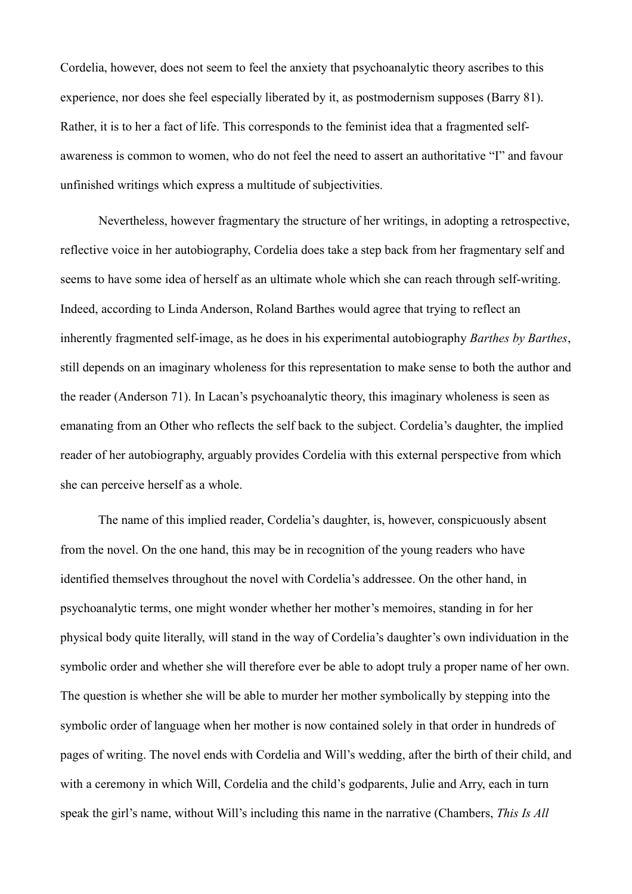Cordelia, however, does not seem to feel the anxiety that psychoanalytic theory ascribes to this experience, nor does she feel especially liberated by it, as postmodernism supposes (Barry 81). Rather, it is to her a fact of life. This corresponds to the feminist idea that a fragmented self-awareness is common to women, who do not feel the need to assert an authoritative "I" and favour unfinished writings which express a multitude of subjectivities.

Nevertheless, however fragmentary the structure of her writings, in adopting a retrospective, reflective voice in her autobiography, Cordelia does take a step back from her fragmentary self and seems to have some idea of herself as an ultimate whole which she can reach through self-writing. Indeed, according to Linda Anderson, Roland Barthes would agree that trying to reflect an inherently fragmented self-image, as he does in his experimental autobiography *Barthes by Barthes*, still depends on an imaginary wholeness for this representation to make sense to both the author and the reader (Anderson 71). In Lacan's psychoanalytic theory, this imaginary wholeness is seen as emanating from an Other who reflects the self back to the subject. Cordelia's daughter, the implied reader of her autobiography, arguably provides Cordelia with this external perspective from which she can perceive herself as a whole.

The name of this implied reader, Cordelia's daughter, is, however, conspicuously absent from the novel. On the one hand, this may be in recognition of the young readers who have identified themselves throughout the novel with Cordelia's addressee. On the other hand, in psychoanalytic terms, one might wonder whether her mother's memoires, standing in for her physical body quite literally, will stand in the way of Cordelia's daughter's own individuation in the symbolic order and whether she will therefore ever be able to adopt truly a proper name of her own. The question is whether she will be able to murder her mother symbolically by stepping into the symbolic order of language when her mother is now contained solely in that order in hundreds of pages of writing. The novel ends with Cordelia and Will's wedding, after the birth of their child, and with a ceremony in which Will, Cordelia and the child's godparents, Julie and Arry, each in turn speak the girl's name, without Will's including this name in the narrative (Chambers, *This Is All*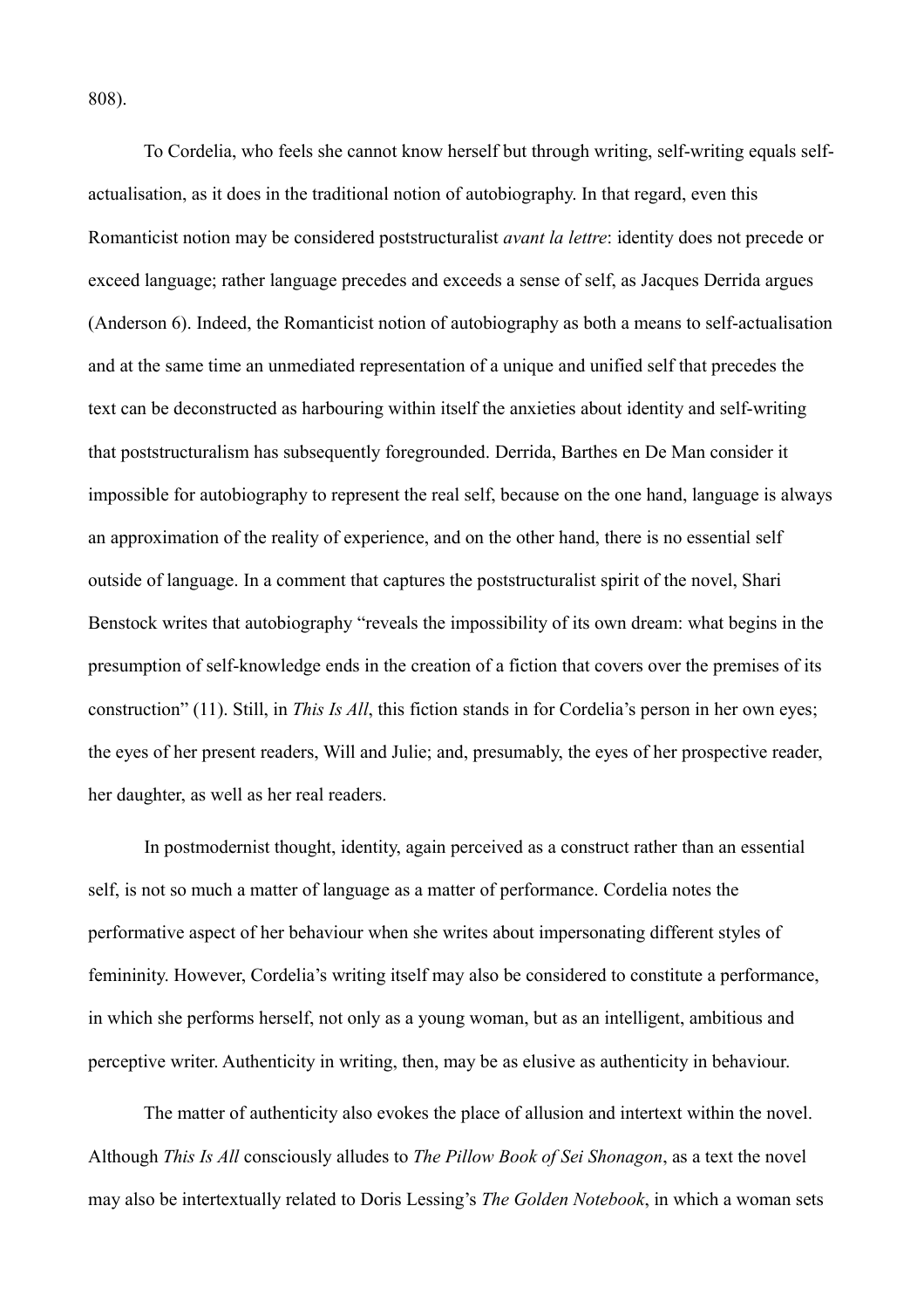808).

To Cordelia, who feels she cannot know herself but through writing, self-writing equals self-actualisation, as it does in the traditional notion of autobiography. In that regard, even this Romanticist notion may be considered poststructuralist *avant la lettre*: identity does not precede or exceed language; rather language precedes and exceeds a sense of self, as Jacques Derrida argues (Anderson 6). Indeed, the Romanticist notion of autobiography as both a means to self-actualisation and at the same time an unmediated representation of a unique and unified self that precedes the text can be deconstructed as harbouring within itself the anxieties about identity and self-writing that poststructuralism has subsequently foregrounded. Derrida, Barthes en De Man consider it impossible for autobiography to represent the real self, because on the one hand, language is always an approximation of the reality of experience, and on the other hand, there is no essential self outside of language. In a comment that captures the poststructuralist spirit of the novel, Shari Benstock writes that autobiography "reveals the impossibility of its own dream: what begins in the presumption of self-knowledge ends in the creation of a fiction that covers over the premises of its construction" (11). Still, in *This Is All*, this fiction stands in for Cordelia's person in her own eyes; the eyes of her present readers, Will and Julie; and, presumably, the eyes of her prospective reader, her daughter, as well as her real readers.

In postmodernist thought, identity, again perceived as a construct rather than an essential self, is not so much a matter of language as a matter of performance. Cordelia notes the performative aspect of her behaviour when she writes about impersonating different styles of femininity. However, Cordelia's writing itself may also be considered to constitute a performance, in which she performs herself, not only as a young woman, but as an intelligent, ambitious and perceptive writer. Authenticity in writing, then, may be as elusive as authenticity in behaviour.

The matter of authenticity also evokes the place of allusion and intertext within the novel. Although *This Is All* consciously alludes to *The Pillow Book of Sei Shonagon*, as a text the novel may also be intertextually related to Doris Lessing's *The Golden Notebook*, in which a woman sets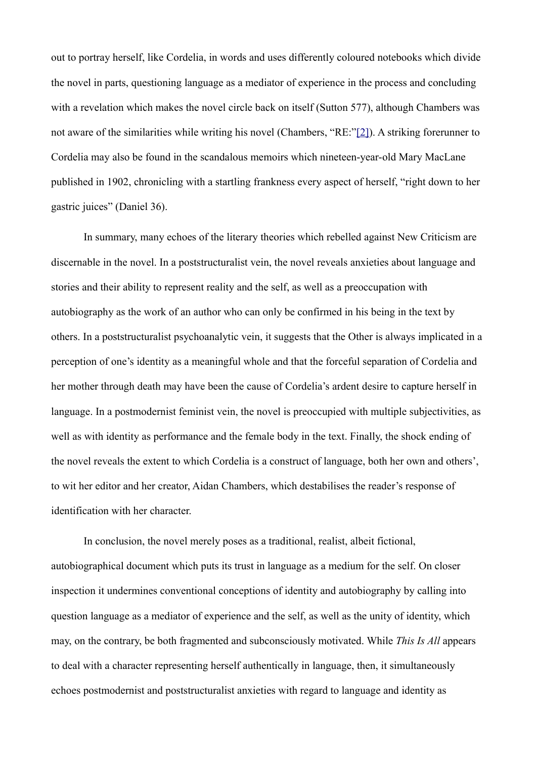out to portray herself, like Cordelia, in words and uses differently coloured notebooks which divide the novel in parts, questioning language as a mediator of experience in the process and concluding with a revelation which makes the novel circle back on itself (Sutton 577), although Chambers was not aware of the similarities while writing his novel (Chambers, "RE:"[2]). A striking forerunner to Cordelia may also be found in the scandalous memoirs which nineteen-year-old Mary MacLane published in 1902, chronicling with a startling frankness every aspect of herself, "right down to her gastric juices" (Daniel 36).

In summary, many echoes of the literary theories which rebelled against New Criticism are discernable in the novel. In a poststructuralist vein, the novel reveals anxieties about language and stories and their ability to represent reality and the self, as well as a preoccupation with autobiography as the work of an author who can only be confirmed in his being in the text by others. In a poststructuralist psychoanalytic vein, it suggests that the Other is always implicated in a perception of one's identity as a meaningful whole and that the forceful separation of Cordelia and her mother through death may have been the cause of Cordelia's ardent desire to capture herself in language. In a postmodernist feminist vein, the novel is preoccupied with multiple subjectivities, as well as with identity as performance and the female body in the text. Finally, the shock ending of the novel reveals the extent to which Cordelia is a construct of language, both her own and others', to wit her editor and her creator, Aidan Chambers, which destabilises the reader's response of identification with her character.

In conclusion, the novel merely poses as a traditional, realist, albeit fictional, autobiographical document which puts its trust in language as a medium for the self. On closer inspection it undermines conventional conceptions of identity and autobiography by calling into question language as a mediator of experience and the self, as well as the unity of identity, which may, on the contrary, be both fragmented and subconsciously motivated. While *This Is All* appears to deal with a character representing herself authentically in language, then, it simultaneously echoes postmodernist and poststructuralist anxieties with regard to language and identity as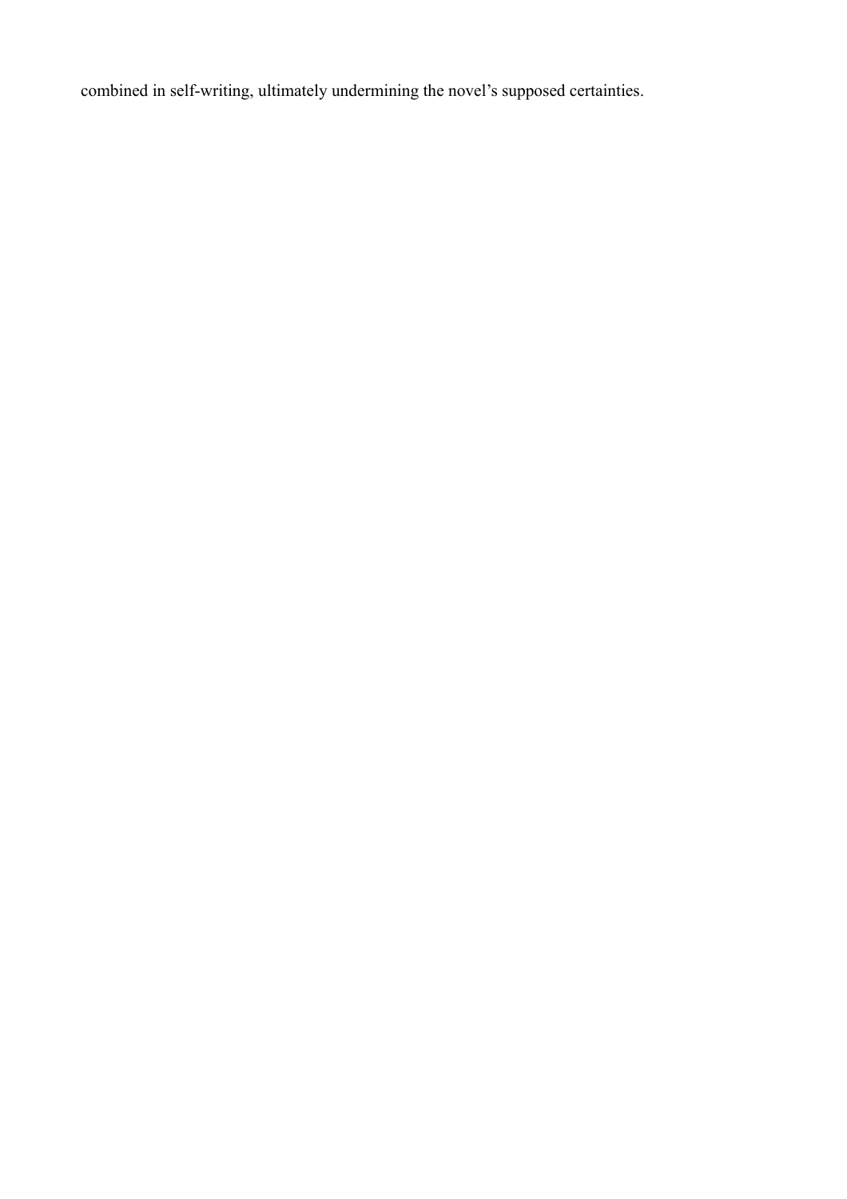combined in self-writing, ultimately undermining the novel’s supposed certainties.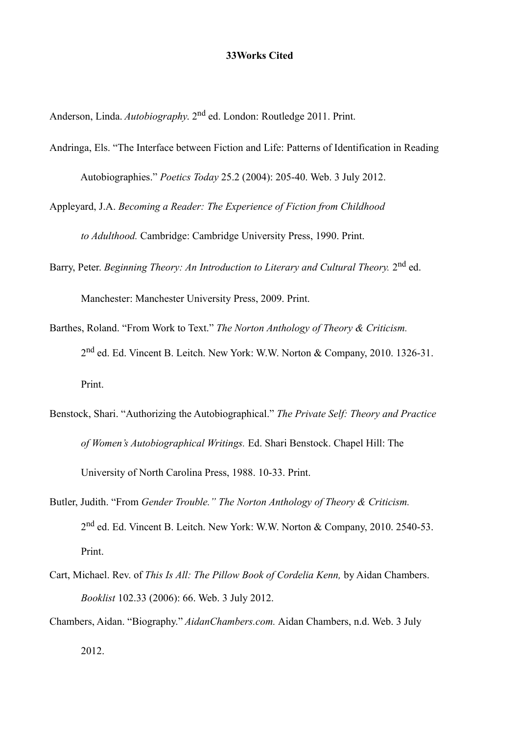## Works Cited

Anderson, Linda. *Autobiography.* 2nd ed. London: Routledge 2011. Print.

Andringa, Els. "The Interface between Fiction and Life: Patterns of Identification in Reading Autobiographies." *Poetics Today* 25.2 (2004): 205-40. Web. 3 July 2012.

Appleyard, J.A. *Becoming a Reader: The Experience of Fiction from Childhood to Adulthood.* Cambridge: Cambridge University Press, 1990. Print.

Barry, Peter. *Beginning Theory: An Introduction to Literary and Cultural Theory.* 2nd ed. Manchester: Manchester University Press, 2009. Print.

Barthes, Roland. "From Work to Text." *The Norton Anthology of Theory & Criticism.* 2nd ed. Ed. Vincent B. Leitch. New York: W.W. Norton & Company, 2010. 1326-31. Print.

Benstock, Shari. "Authorizing the Autobiographical." *The Private Self: Theory and Practice of Women's Autobiographical Writings.* Ed. Shari Benstock. Chapel Hill: The University of North Carolina Press, 1988. 10-33. Print.

Butler, Judith. "From *Gender Trouble.*" *The Norton Anthology of Theory & Criticism.* 2nd ed. Ed. Vincent B. Leitch. New York: W.W. Norton & Company, 2010. 2540-53. Print.

Cart, Michael. Rev. of *This Is All: The Pillow Book of Cordelia Kenn,* by Aidan Chambers. *Booklist* 102.33 (2006): 66. Web. 3 July 2012.

Chambers, Aidan. "Biography." *AidanChambers.com.* Aidan Chambers, n.d. Web. 3 July 2012.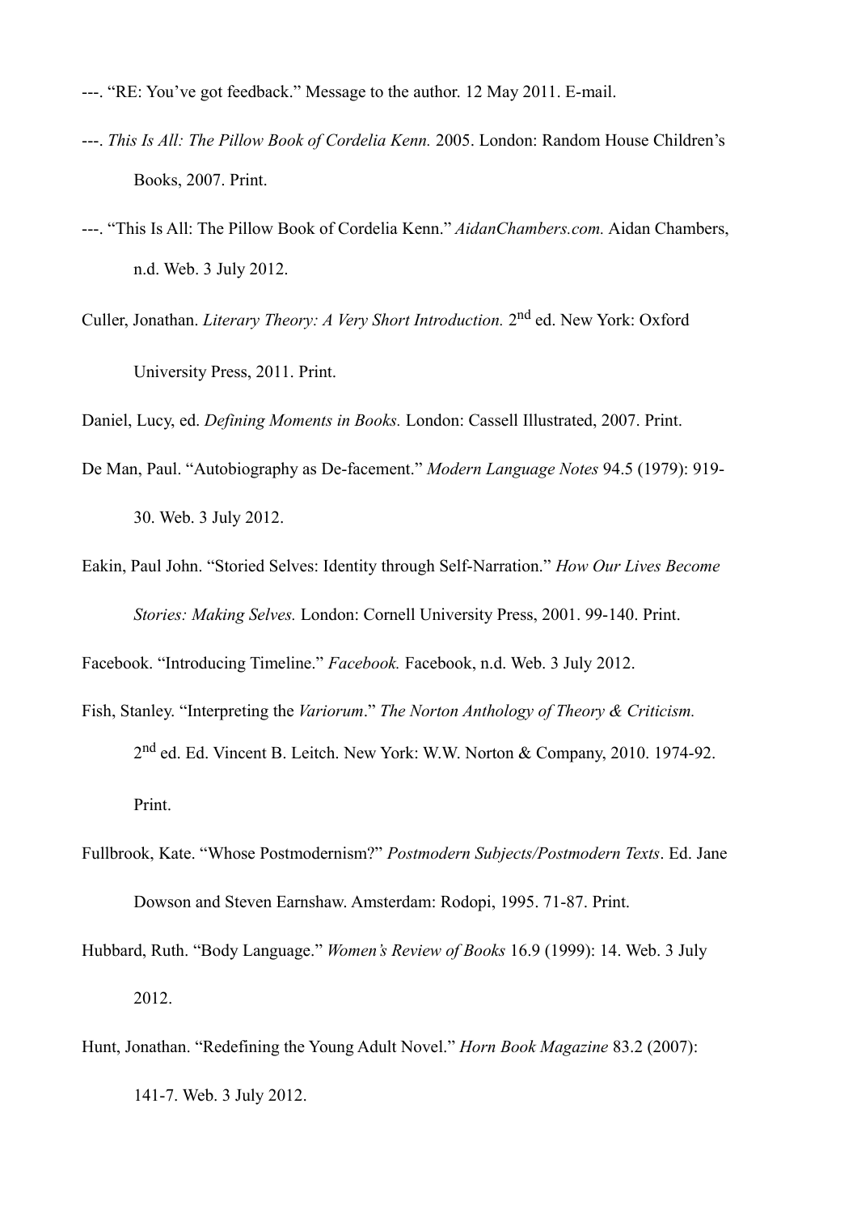---. "RE: You've got feedback." Message to the author. 12 May 2011. E-mail.

---. *This Is All: The Pillow Book of Cordelia Kenn.* 2005. London: Random House Children's Books, 2007. Print.

---. "This Is All: The Pillow Book of Cordelia Kenn." *AidanChambers.com.* Aidan Chambers, n.d. Web. 3 July 2012.

Culler, Jonathan. *Literary Theory: A Very Short Introduction.* 2nd ed. New York: Oxford University Press, 2011. Print.

Daniel, Lucy, ed. *Defining Moments in Books.* London: Cassell Illustrated, 2007. Print.

De Man, Paul. "Autobiography as De-facement." *Modern Language Notes* 94.5 (1979): 919-30. Web. 3 July 2012.

Eakin, Paul John. "Storied Selves: Identity through Self-Narration." *How Our Lives Become Stories: Making Selves.* London: Cornell University Press, 2001. 99-140. Print.

Facebook. "Introducing Timeline." *Facebook.* Facebook, n.d. Web. 3 July 2012.

Fish, Stanley. "Interpreting the *Variorum*." *The Norton Anthology of Theory & Criticism.* 2nd ed. Ed. Vincent B. Leitch. New York: W.W. Norton & Company, 2010. 1974-92. Print.

Fullbrook, Kate. "Whose Postmodernism?" *Postmodern Subjects/Postmodern Texts*. Ed. Jane Dowson and Steven Earnshaw. Amsterdam: Rodopi, 1995. 71-87. Print.

Hubbard, Ruth. "Body Language." *Women's Review of Books* 16.9 (1999): 14. Web. 3 July 2012.

Hunt, Jonathan. "Redefining the Young Adult Novel." *Horn Book Magazine* 83.2 (2007): 141-7. Web. 3 July 2012.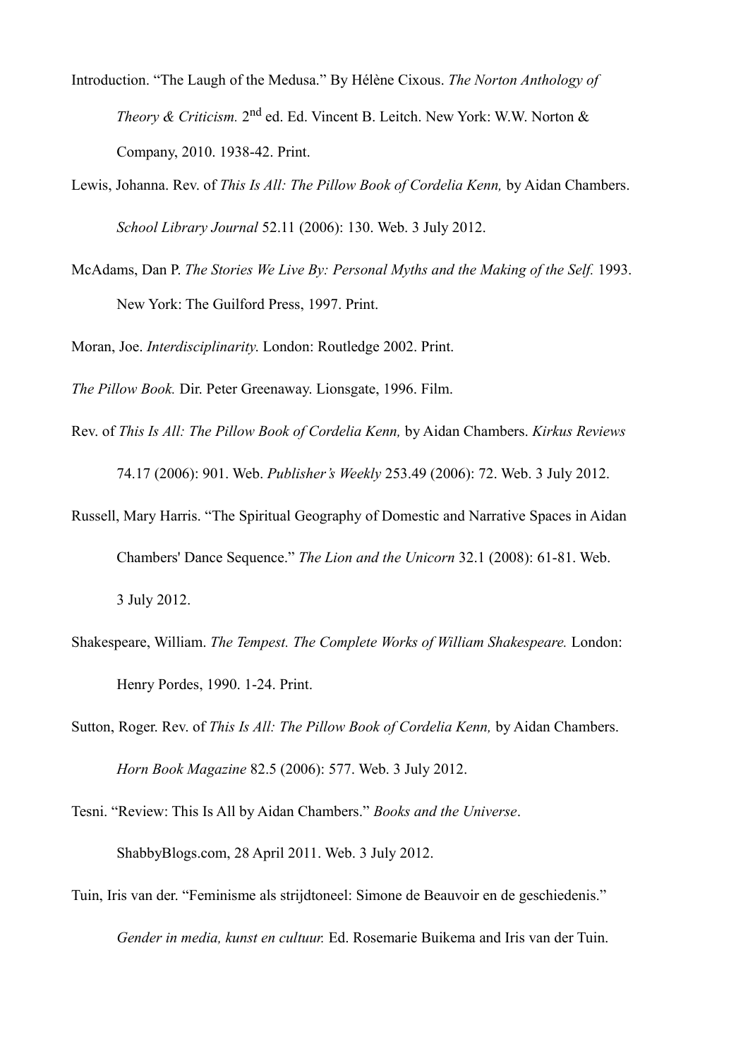Introduction. “The Laugh of the Medusa.” By Hélène Cixous. *The Norton Anthology of Theory & Criticism.* 2nd ed. Ed. Vincent B. Leitch. New York: W.W. Norton & Company, 2010. 1938-42. Print.

Lewis, Johanna. Rev. of *This Is All: The Pillow Book of Cordelia Kenn,* by Aidan Chambers. *School Library Journal* 52.11 (2006): 130. Web. 3 July 2012.

McAdams, Dan P. *The Stories We Live By: Personal Myths and the Making of the Self.* 1993. New York: The Guilford Press, 1997. Print.

Moran, Joe. *Interdisciplinarity.* London: Routledge 2002. Print.

*The Pillow Book.* Dir. Peter Greenaway. Lionsgate, 1996. Film.

Rev. of *This Is All: The Pillow Book of Cordelia Kenn,* by Aidan Chambers. *Kirkus Reviews* 74.17 (2006): 901. Web. *Publisher’s Weekly* 253.49 (2006): 72. Web. 3 July 2012.

Russell, Mary Harris. “The Spiritual Geography of Domestic and Narrative Spaces in Aidan Chambers' Dance Sequence.” *The Lion and the Unicorn* 32.1 (2008): 61-81. Web. 3 July 2012.

Shakespeare, William. *The Tempest. The Complete Works of William Shakespeare.* London: Henry Pordes, 1990. 1-24. Print.

Sutton, Roger. Rev. of *This Is All: The Pillow Book of Cordelia Kenn,* by Aidan Chambers. *Horn Book Magazine* 82.5 (2006): 577. Web. 3 July 2012.

Tesni. “Review: This Is All by Aidan Chambers.” *Books and the Universe*. ShabbyBlogs.com, 28 April 2011. Web. 3 July 2012.

Tuin, Iris van der. “Feminisme als strijdtoneel: Simone de Beauvoir en de geschiedenis.” *Gender in media, kunst en cultuur.* Ed. Rosemarie Buikema and Iris van der Tuin.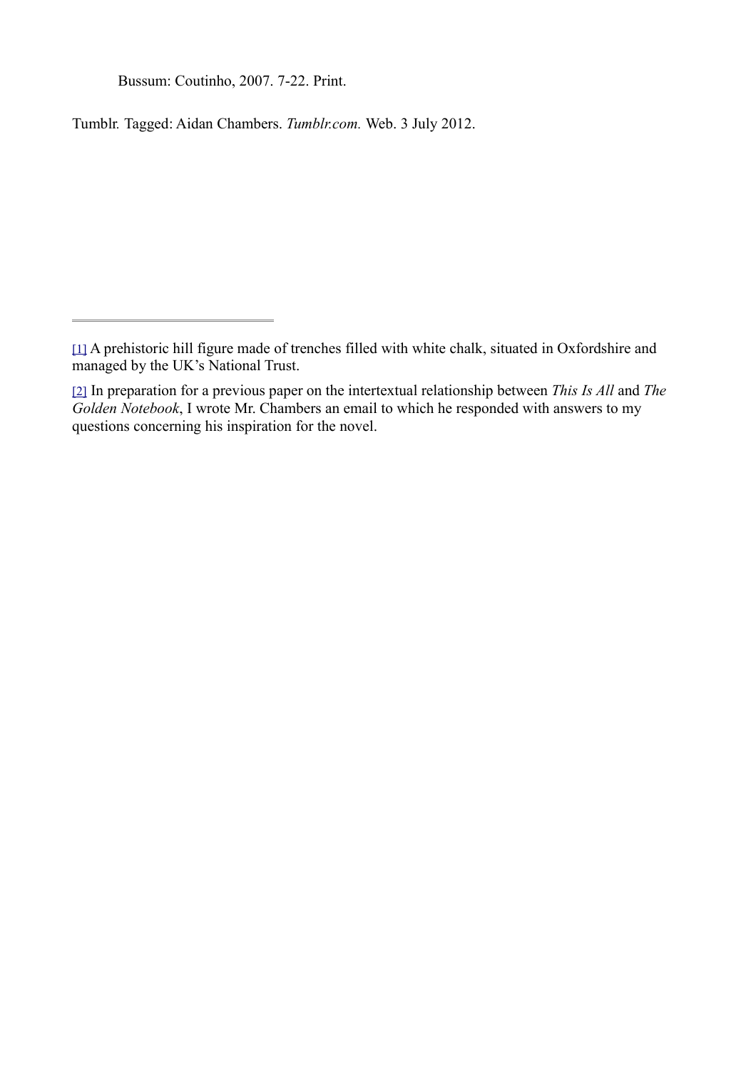Bussum: Coutinho, 2007. 7-22. Print.

Tumblr. Tagged: Aidan Chambers. *Tumblr.com.* Web. 3 July 2012.

---

[1] A prehistoric hill figure made of trenches filled with white chalk, situated in Oxfordshire and managed by the UK's National Trust.

[2] In preparation for a previous paper on the intertextual relationship between *This Is All* and *The Golden Notebook*, I wrote Mr. Chambers an email to which he responded with answers to my questions concerning his inspiration for the novel.